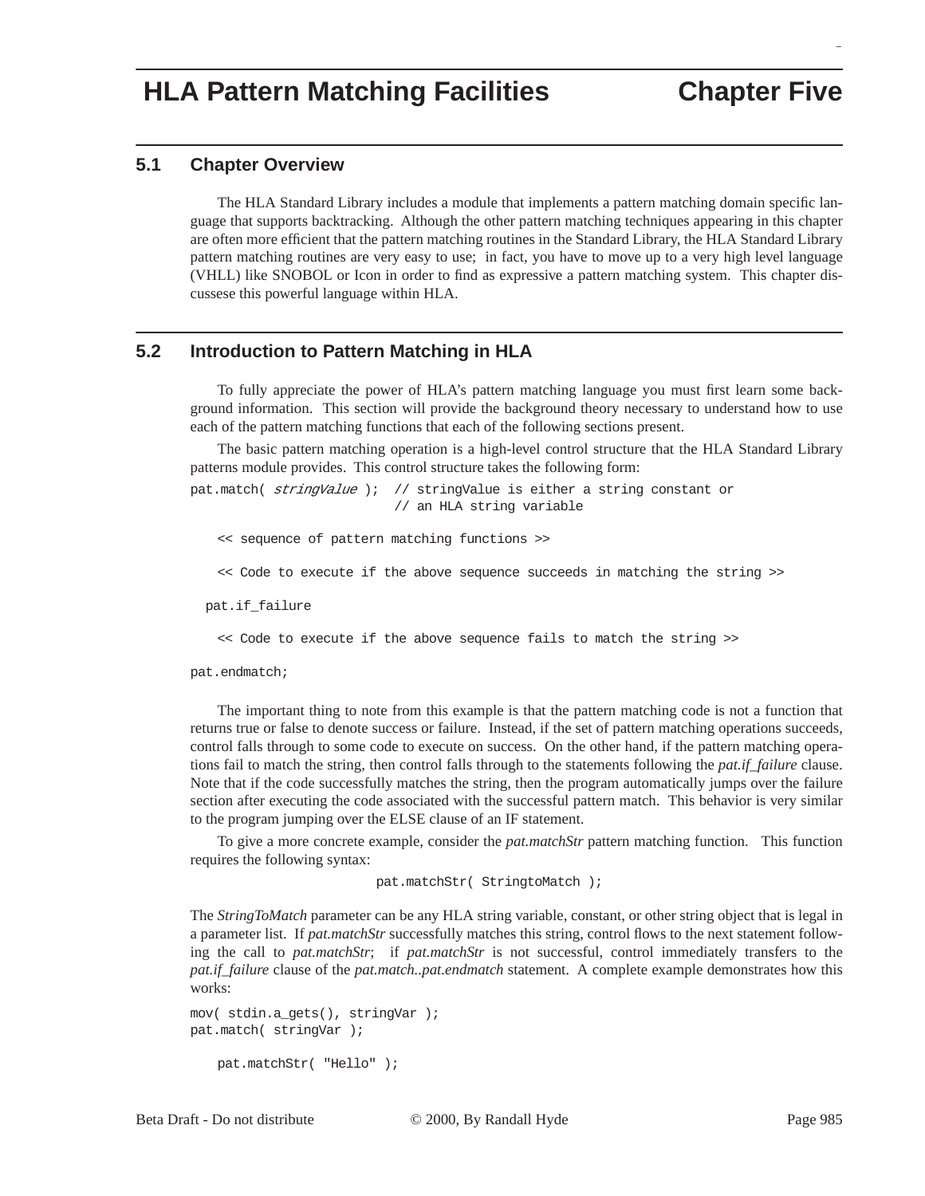# HLA Pattern Matching Facilities — Chapter Five

## 5.1 Chapter Overview

The HLA Standard Library includes a module that implements a pattern matching domain specific language that supports backtracking. Although the other pattern matching techniques appearing in this chapter are often more efficient that the pattern matching routines in the Standard Library, the HLA Standard Library pattern matching routines are very easy to use; in fact, you have to move up to a very high level language (VHLL) like SNOBOL or Icon in order to find as expressive a pattern matching system. This chapter discussese this powerful language within HLA.

## 5.2 Introduction to Pattern Matching in HLA

To fully appreciate the power of HLA's pattern matching language you must first learn some background information. This section will provide the background theory necessary to understand how to use each of the pattern matching functions that each of the following sections present.

The basic pattern matching operation is a high-level control structure that the HLA Standard Library patterns module provides. This control structure takes the following form:

```
pat.match( stringValue );  // stringValue is either a string constant or
                           // an HLA string variable

    << sequence of pattern matching functions >>

    << Code to execute if the above sequence succeeds in matching the string >>

  pat.if_failure

    << Code to execute if the above sequence fails to match the string >>

pat.endmatch;
```

The important thing to note from this example is that the pattern matching code is not a function that returns true or false to denote success or failure. Instead, if the set of pattern matching operations succeeds, control falls through to some code to execute on success. On the other hand, if the pattern matching operations fail to match the string, then control falls through to the statements following the *pat.if_failure* clause. Note that if the code successfully matches the string, then the program automatically jumps over the failure section after executing the code associated with the successful pattern match. This behavior is very similar to the program jumping over the ELSE clause of an IF statement.

To give a more concrete example, consider the *pat.matchStr* pattern matching function. This function requires the following syntax:

```
pat.matchStr( StringtoMatch );
```

The *StringToMatch* parameter can be any HLA string variable, constant, or other string object that is legal in a parameter list. If *pat.matchStr* successfully matches this string, control flows to the next statement following the call to *pat.matchStr*; if *pat.matchStr* is not successful, control immediately transfers to the *pat.if_failure* clause of the *pat.match..pat.endmatch* statement. A complete example demonstrates how this works:

```
mov( stdin.a_gets(), stringVar );
pat.match( stringVar );

    pat.matchStr( "Hello" );
```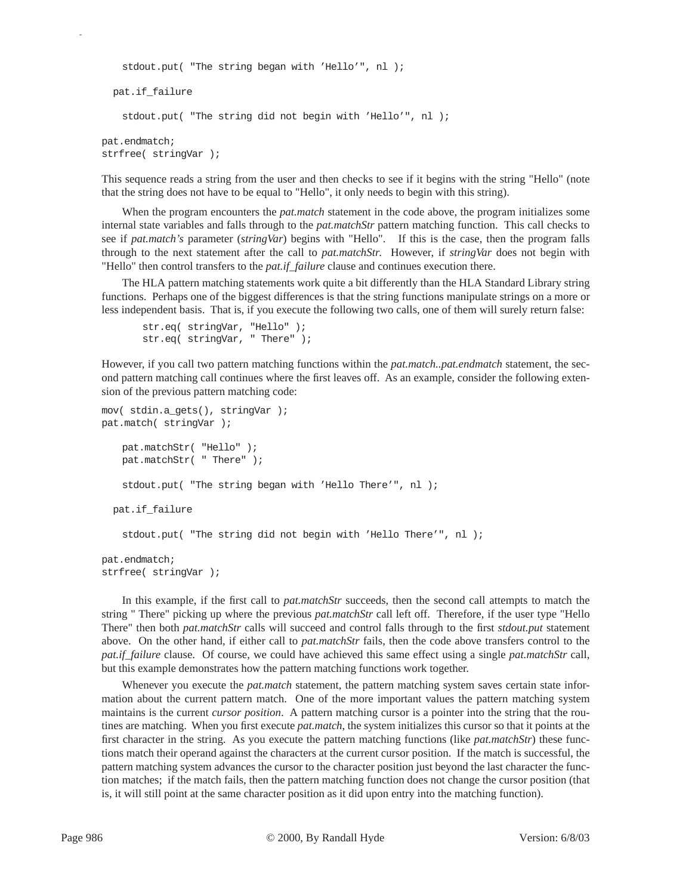```
    stdout.put( "The string began with 'Hello'", nl );

  pat.if_failure

    stdout.put( "The string did not begin with 'Hello'", nl );

pat.endmatch;
strfree( stringVar );
```

This sequence reads a string from the user and then checks to see if it begins with the string "Hello" (note that the string does not have to be equal to "Hello", it only needs to begin with this string).

When the program encounters the *pat.match* statement in the code above, the program initializes some internal state variables and falls through to the *pat.matchStr* pattern matching function. This call checks to see if *pat.match's* parameter (*stringVar*) begins with "Hello". If this is the case, then the program falls through to the next statement after the call to *pat.matchStr.* However, if *stringVar* does not begin with "Hello" then control transfers to the *pat.if_failure* clause and continues execution there.

The HLA pattern matching statements work quite a bit differently than the HLA Standard Library string functions. Perhaps one of the biggest differences is that the string functions manipulate strings on a more or less independent basis. That is, if you execute the following two calls, one of them will surely return false:

```
str.eq( stringVar, "Hello" );
str.eq( stringVar, " There" );
```

However, if you call two pattern matching functions within the *pat.match..pat.endmatch* statement, the second pattern matching call continues where the first leaves off. As an example, consider the following extension of the previous pattern matching code:

```
mov( stdin.a_gets(), stringVar );
pat.match( stringVar );

    pat.matchStr( "Hello" );
    pat.matchStr( " There" );

    stdout.put( "The string began with 'Hello There'", nl );

  pat.if_failure

    stdout.put( "The string did not begin with 'Hello There'", nl );

pat.endmatch;
strfree( stringVar );
```

In this example, if the first call to *pat.matchStr* succeeds, then the second call attempts to match the string " There" picking up where the previous *pat.matchStr* call left off. Therefore, if the user type "Hello There" then both *pat.matchStr* calls will succeed and control falls through to the first *stdout.put* statement above. On the other hand, if either call to *pat.matchStr* fails, then the code above transfers control to the *pat.if_failure* clause. Of course, we could have achieved this same effect using a single *pat.matchStr* call, but this example demonstrates how the pattern matching functions work together.

Whenever you execute the *pat.match* statement, the pattern matching system saves certain state information about the current pattern match. One of the more important values the pattern matching system maintains is the current *cursor position*. A pattern matching cursor is a pointer into the string that the routines are matching. When you first execute *pat.match,* the system initializes this cursor so that it points at the first character in the string. As you execute the pattern matching functions (like *pat.matchStr*) these functions match their operand against the characters at the current cursor position. If the match is successful, the pattern matching system advances the cursor to the character position just beyond the last character the function matches; if the match fails, then the pattern matching function does not change the cursor position (that is, it will still point at the same character position as it did upon entry into the matching function).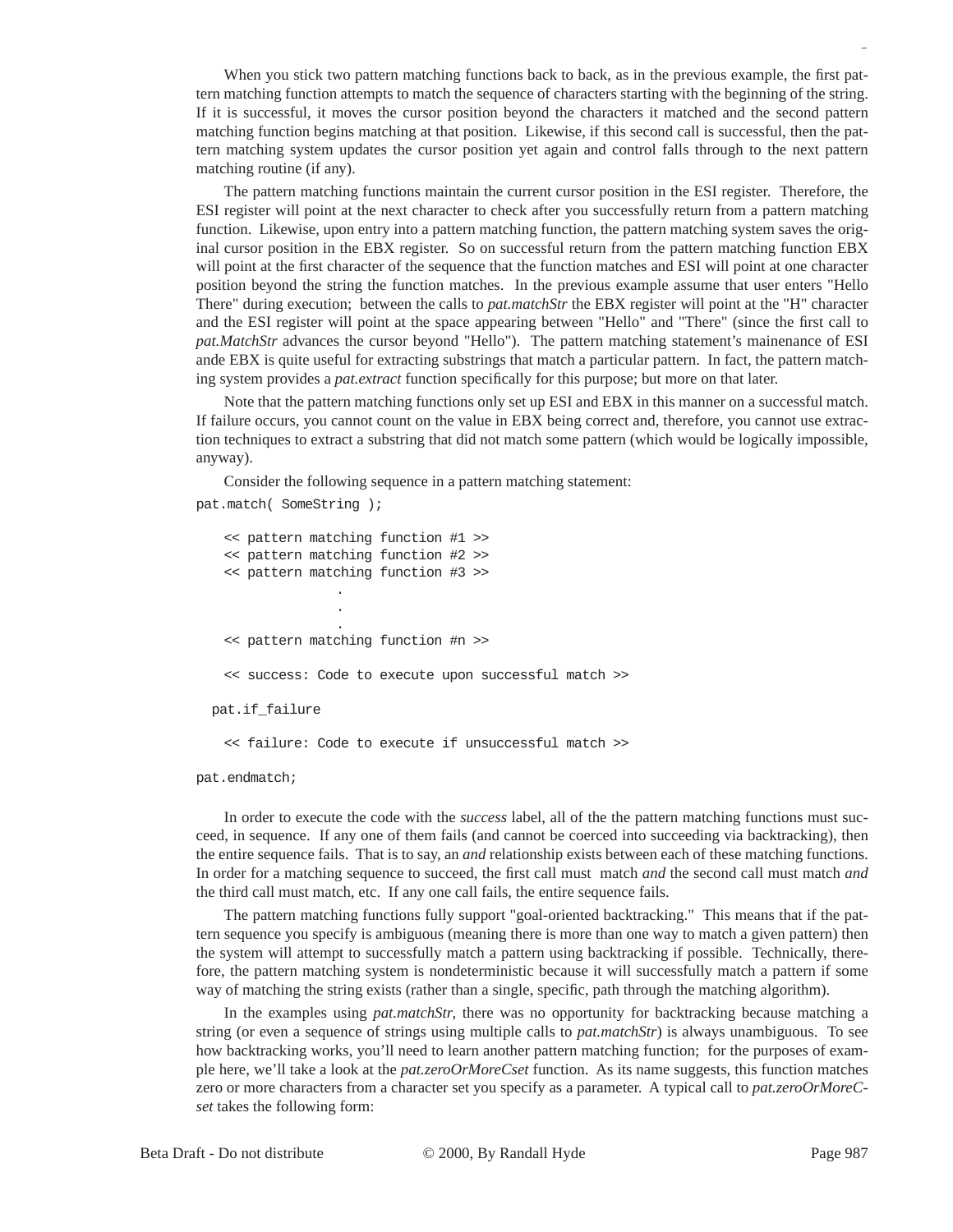When you stick two pattern matching functions back to back, as in the previous example, the first pattern matching function attempts to match the sequence of characters starting with the beginning of the string. If it is successful, it moves the cursor position beyond the characters it matched and the second pattern matching function begins matching at that position. Likewise, if this second call is successful, then the pattern matching system updates the cursor position yet again and control falls through to the next pattern matching routine (if any).

The pattern matching functions maintain the current cursor position in the ESI register. Therefore, the ESI register will point at the next character to check after you successfully return from a pattern matching function. Likewise, upon entry into a pattern matching function, the pattern matching system saves the original cursor position in the EBX register. So on successful return from the pattern matching function EBX will point at the first character of the sequence that the function matches and ESI will point at one character position beyond the string the function matches. In the previous example assume that user enters "Hello There" during execution; between the calls to *pat.matchStr* the EBX register will point at the "H" character and the ESI register will point at the space appearing between "Hello" and "There" (since the first call to *pat.MatchStr* advances the cursor beyond "Hello"). The pattern matching statement's mainenance of ESI ande EBX is quite useful for extracting substrings that match a particular pattern. In fact, the pattern matching system provides a *pat.extract* function specifically for this purpose; but more on that later.

Note that the pattern matching functions only set up ESI and EBX in this manner on a successful match. If failure occurs, you cannot count on the value in EBX being correct and, therefore, you cannot use extraction techniques to extract a substring that did not match some pattern (which would be logically impossible, anyway).

Consider the following sequence in a pattern matching statement:

```
pat.match( SomeString );

    << pattern matching function #1 >>
    << pattern matching function #2 >>
    << pattern matching function #3 >>
                .
                .
                .
    << pattern matching function #n >>

    << success: Code to execute upon successful match >>

  pat.if_failure

    << failure: Code to execute if unsuccessful match >>

pat.endmatch;
```

In order to execute the code with the *success* label, all of the the pattern matching functions must succeed, in sequence. If any one of them fails (and cannot be coerced into succeeding via backtracking), then the entire sequence fails. That is to say, an *and* relationship exists between each of these matching functions. In order for a matching sequence to succeed, the first call must match *and* the second call must match *and* the third call must match, etc. If any one call fails, the entire sequence fails.

The pattern matching functions fully support "goal-oriented backtracking." This means that if the pattern sequence you specify is ambiguous (meaning there is more than one way to match a given pattern) then the system will attempt to successfully match a pattern using backtracking if possible. Technically, therefore, the pattern matching system is nondeterministic because it will successfully match a pattern if some way of matching the string exists (rather than a single, specific, path through the matching algorithm).

In the examples using *pat.matchStr*, there was no opportunity for backtracking because matching a string (or even a sequence of strings using multiple calls to *pat.matchStr*) is always unambiguous. To see how backtracking works, you'll need to learn another pattern matching function; for the purposes of example here, we'll take a look at the *pat.zeroOrMoreCset* function. As its name suggests, this function matches zero or more characters from a character set you specify as a parameter. A typical call to *pat.zeroOrMoreCset* takes the following form: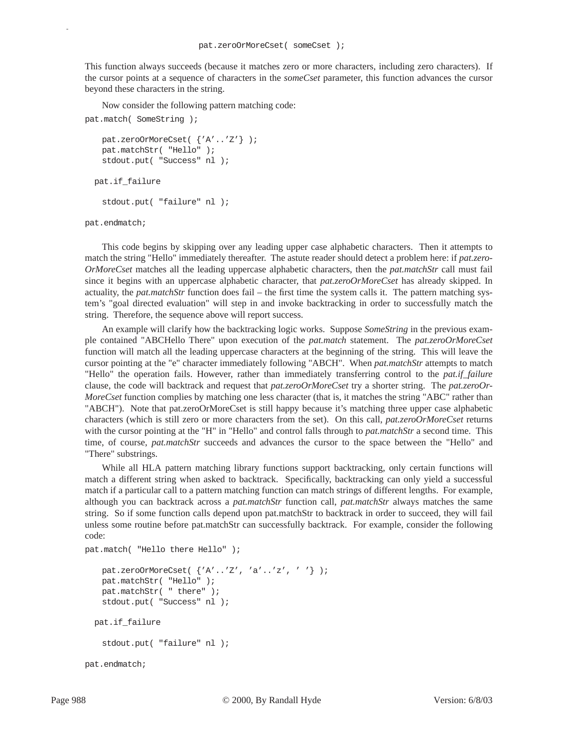```
pat.zeroOrMoreCset( someCset );
```

This function always succeeds (because it matches zero or more characters, including zero characters). If the cursor points at a sequence of characters in the *someCset* parameter, this function advances the cursor beyond these characters in the string.

Now consider the following pattern matching code:

```
pat.match( SomeString );

    pat.zeroOrMoreCset( {'A'..'Z'} );
    pat.matchStr( "Hello" );
    stdout.put( "Success" nl );

  pat.if_failure

    stdout.put( "failure" nl );

pat.endmatch;
```

This code begins by skipping over any leading upper case alphabetic characters. Then it attempts to match the string "Hello" immediately thereafter. The astute reader should detect a problem here: if *pat.zeroOrMoreCset* matches all the leading uppercase alphabetic characters, then the *pat.matchStr* call must fail since it begins with an uppercase alphabetic character, that *pat.zeroOrMoreCset* has already skipped. In actuality, the *pat.matchStr* function does fail – the first time the system calls it. The pattern matching system's "goal directed evaluation" will step in and invoke backtracking in order to successfully match the string. Therefore, the sequence above will report success.

An example will clarify how the backtracking logic works. Suppose *SomeString* in the previous example contained "ABCHello There" upon execution of the *pat.match* statement. The *pat.zeroOrMoreCset* function will match all the leading uppercase characters at the beginning of the string. This will leave the cursor pointing at the "e" character immediately following "ABCH". When *pat.matchStr* attempts to match "Hello" the operation fails. However, rather than immediately transferring control to the *pat.if_failure* clause, the code will backtrack and request that *pat.zeroOrMoreCset* try a shorter string. The *pat.zeroOrMoreCset* function complies by matching one less character (that is, it matches the string "ABC" rather than "ABCH"). Note that pat.zeroOrMoreCset is still happy because it's matching three upper case alphabetic characters (which is still zero or more characters from the set). On this call, *pat.zeroOrMoreCset* returns with the cursor pointing at the "H" in "Hello" and control falls through to *pat.matchStr* a second time. This time, of course, *pat.matchStr* succeeds and advances the cursor to the space between the "Hello" and "There" substrings.

While all HLA pattern matching library functions support backtracking, only certain functions will match a different string when asked to backtrack. Specifically, backtracking can only yield a successful match if a particular call to a pattern matching function can match strings of different lengths. For example, although you can backtrack across a *pat.matchStr* function call, *pat.matchStr* always matches the same string. So if some function calls depend upon pat.matchStr to backtrack in order to succeed, they will fail unless some routine before pat.matchStr can successfully backtrack. For example, consider the following code:

```
pat.match( "Hello there Hello" );

    pat.zeroOrMoreCset( {'A'..'Z', 'a'..'z', ' '} );
    pat.matchStr( "Hello" );
    pat.matchStr( " there" );
    stdout.put( "Success" nl );

  pat.if_failure

    stdout.put( "failure" nl );

pat.endmatch;
```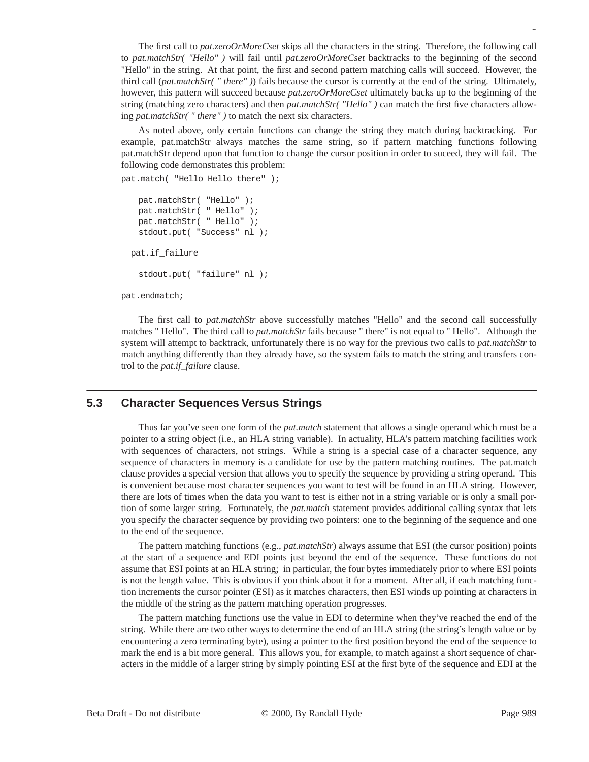The first call to *pat.zeroOrMoreCset* skips all the characters in the string. Therefore, the following call to *pat.matchStr( "Hello" )* will fail until *pat.zeroOrMoreCset* backtracks to the beginning of the second "Hello" in the string. At that point, the first and second pattern matching calls will succeed. However, the third call (*pat.matchStr( " there" )*) fails because the cursor is currently at the end of the string. Ultimately, however, this pattern will succeed because *pat.zeroOrMoreCset* ultimately backs up to the beginning of the string (matching zero characters) and then *pat.matchStr( "Hello" )* can match the first five characters allowing *pat.matchStr( " there" )* to match the next six characters.

As noted above, only certain functions can change the string they match during backtracking. For example, pat.matchStr always matches the same string, so if pattern matching functions following pat.matchStr depend upon that function to change the cursor position in order to suceed, they will fail. The following code demonstrates this problem:

```
pat.match( "Hello Hello there" );

    pat.matchStr( "Hello" );
    pat.matchStr( " Hello" );
    pat.matchStr( " Hello" );
    stdout.put( "Success" nl );

  pat.if_failure

    stdout.put( "failure" nl );

pat.endmatch;
```

The first call to *pat.matchStr* above successfully matches "Hello" and the second call successfully matches " Hello". The third call to *pat.matchStr* fails because " there" is not equal to " Hello". Although the system will attempt to backtrack, unfortunately there is no way for the previous two calls to *pat.matchStr* to match anything differently than they already have, so the system fails to match the string and transfers control to the *pat.if_failure* clause.

## 5.3 Character Sequences Versus Strings

Thus far you've seen one form of the *pat.match* statement that allows a single operand which must be a pointer to a string object (i.e., an HLA string variable). In actuality, HLA's pattern matching facilities work with sequences of characters, not strings. While a string is a special case of a character sequence, any sequence of characters in memory is a candidate for use by the pattern matching routines. The pat.match clause provides a special version that allows you to specify the sequence by providing a string operand. This is convenient because most character sequences you want to test will be found in an HLA string. However, there are lots of times when the data you want to test is either not in a string variable or is only a small portion of some larger string. Fortunately, the *pat.match* statement provides additional calling syntax that lets you specify the character sequence by providing two pointers: one to the beginning of the sequence and one to the end of the sequence.

The pattern matching functions (e.g., *pat.matchStr*) always assume that ESI (the cursor position) points at the start of a sequence and EDI points just beyond the end of the sequence. These functions do not assume that ESI points at an HLA string; in particular, the four bytes immediately prior to where ESI points is not the length value. This is obvious if you think about it for a moment. After all, if each matching function increments the cursor pointer (ESI) as it matches characters, then ESI winds up pointing at characters in the middle of the string as the pattern matching operation progresses.

The pattern matching functions use the value in EDI to determine when they've reached the end of the string. While there are two other ways to determine the end of an HLA string (the string's length value or by encountering a zero terminating byte), using a pointer to the first position beyond the end of the sequence to mark the end is a bit more general. This allows you, for example, to match against a short sequence of characters in the middle of a larger string by simply pointing ESI at the first byte of the sequence and EDI at the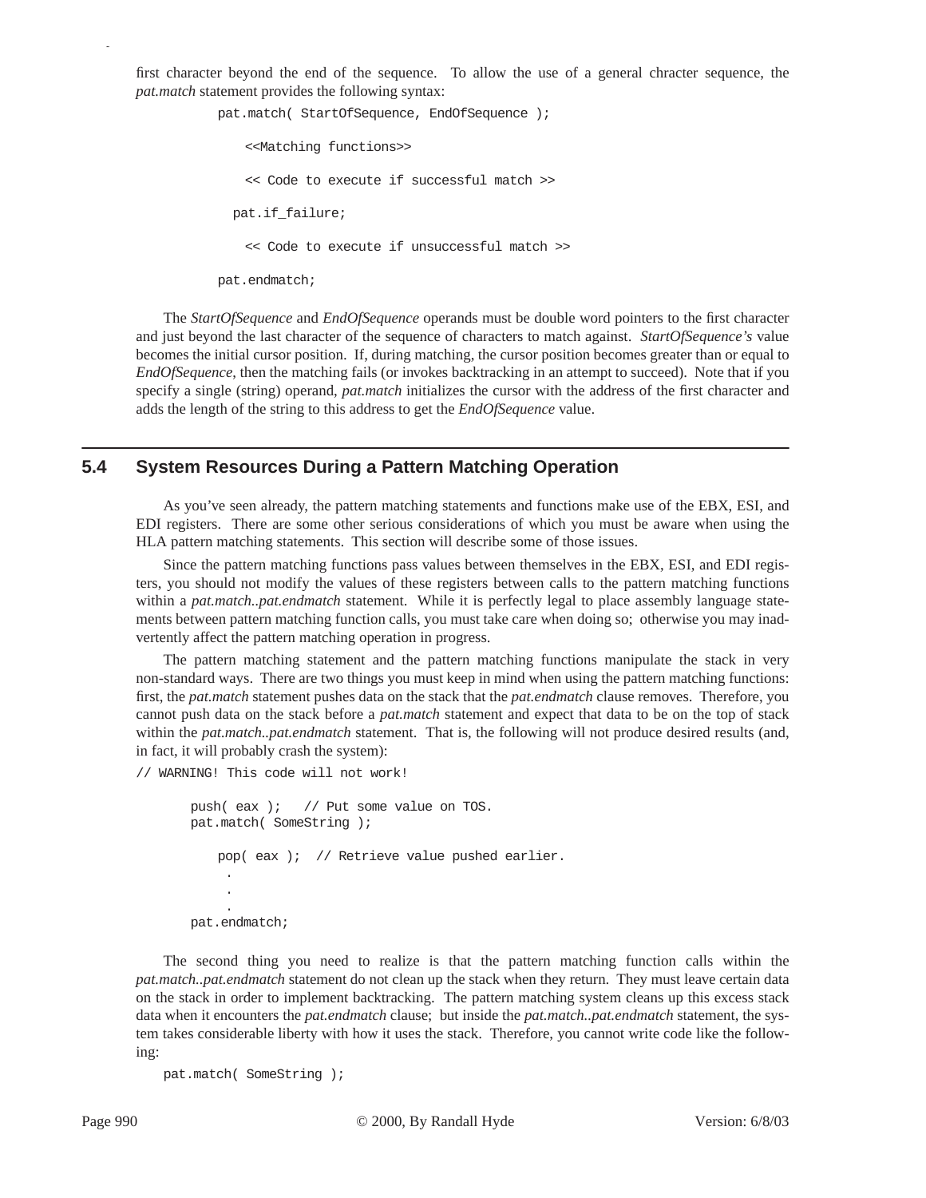first character beyond the end of the sequence. To allow the use of a general chracter sequence, the *pat.match* statement provides the following syntax:

```
pat.match( StartOfSequence, EndOfSequence );

    <<Matching functions>>

    << Code to execute if successful match >>

  pat.if_failure;

    << Code to execute if unsuccessful match >>

pat.endmatch;
```

The *StartOfSequence* and *EndOfSequence* operands must be double word pointers to the first character and just beyond the last character of the sequence of characters to match against. *StartOfSequence's* value becomes the initial cursor position. If, during matching, the cursor position becomes greater than or equal to *EndOfSequence*, then the matching fails (or invokes backtracking in an attempt to succeed). Note that if you specify a single (string) operand, *pat.match* initializes the cursor with the address of the first character and adds the length of the string to this address to get the *EndOfSequence* value.

## 5.4 System Resources During a Pattern Matching Operation

As you've seen already, the pattern matching statements and functions make use of the EBX, ESI, and EDI registers. There are some other serious considerations of which you must be aware when using the HLA pattern matching statements. This section will describe some of those issues.

Since the pattern matching functions pass values between themselves in the EBX, ESI, and EDI registers, you should not modify the values of these registers between calls to the pattern matching functions within a *pat.match..pat.endmatch* statement. While it is perfectly legal to place assembly language statements between pattern matching function calls, you must take care when doing so; otherwise you may inadvertently affect the pattern matching operation in progress.

The pattern matching statement and the pattern matching functions manipulate the stack in very non-standard ways. There are two things you must keep in mind when using the pattern matching functions: first, the *pat.match* statement pushes data on the stack that the *pat.endmatch* clause removes. Therefore, you cannot push data on the stack before a *pat.match* statement and expect that data to be on the top of stack within the *pat.match..pat.endmatch* statement. That is, the following will not produce desired results (and, in fact, it will probably crash the system):

```
// WARNING! This code will not work!

        push( eax );   // Put some value on TOS.
        pat.match( SomeString );

            pop( eax );  // Retrieve value pushed earlier.
             .
             .
             .
        pat.endmatch;
```

The second thing you need to realize is that the pattern matching function calls within the *pat.match..pat.endmatch* statement do not clean up the stack when they return. They must leave certain data on the stack in order to implement backtracking. The pattern matching system cleans up this excess stack data when it encounters the *pat.endmatch* clause; but inside the *pat.match..pat.endmatch* statement, the system takes considerable liberty with how it uses the stack. Therefore, you cannot write code like the following:

```
    pat.match( SomeString );
```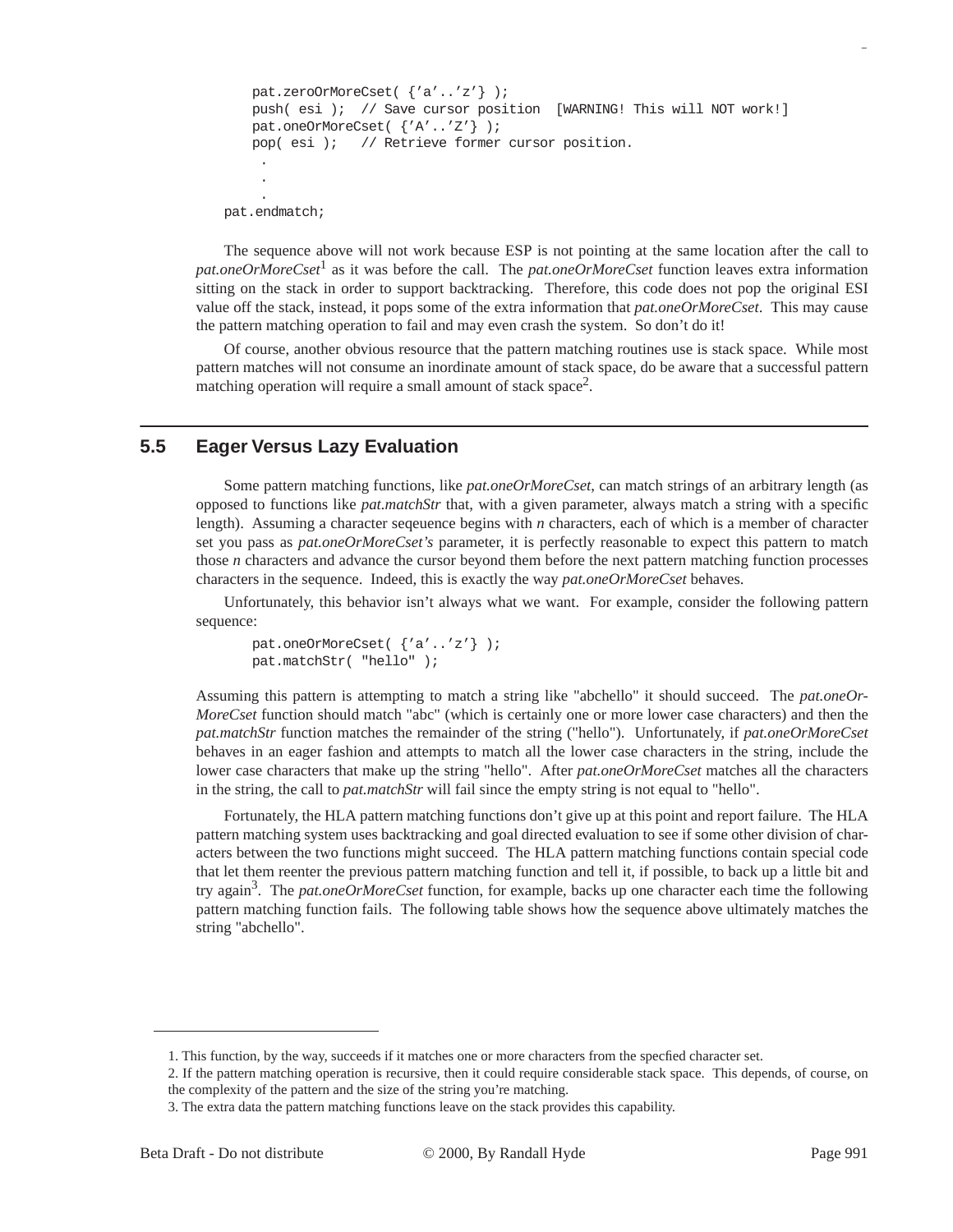```
    pat.zeroOrMoreCset( {'a'..'z'} );
    push( esi );  // Save cursor position  [WARNING! This will NOT work!]
    pat.oneOrMoreCset( {'A'..'Z'} );
    pop( esi );   // Retrieve former cursor position.
     .
     .
     .
pat.endmatch;
```

The sequence above will not work because ESP is not pointing at the same location after the call to *pat.oneOrMoreCset*[1] as it was before the call. The *pat.oneOrMoreCset* function leaves extra information sitting on the stack in order to support backtracking. Therefore, this code does not pop the original ESI value off the stack, instead, it pops some of the extra information that *pat.oneOrMoreCset*. This may cause the pattern matching operation to fail and may even crash the system. So don't do it!

Of course, another obvious resource that the pattern matching routines use is stack space. While most pattern matches will not consume an inordinate amount of stack space, do be aware that a successful pattern matching operation will require a small amount of stack space[2].

## 5.5 Eager Versus Lazy Evaluation

Some pattern matching functions, like *pat.oneOrMoreCset*, can match strings of an arbitrary length (as opposed to functions like *pat.matchStr* that, with a given parameter, always match a string with a specific length). Assuming a character seqeuence begins with *n* characters, each of which is a member of character set you pass as *pat.oneOrMoreCset's* parameter, it is perfectly reasonable to expect this pattern to match those *n* characters and advance the cursor beyond them before the next pattern matching function processes characters in the sequence. Indeed, this is exactly the way *pat.oneOrMoreCset* behaves.

Unfortunately, this behavior isn't always what we want. For example, consider the following pattern sequence:

```
    pat.oneOrMoreCset( {'a'..'z'} );
    pat.matchStr( "hello" );
```

Assuming this pattern is attempting to match a string like "abchello" it should succeed. The *pat.oneOrMoreCset* function should match "abc" (which is certainly one or more lower case characters) and then the *pat.matchStr* function matches the remainder of the string ("hello"). Unfortunately, if *pat.oneOrMoreCset* behaves in an eager fashion and attempts to match all the lower case characters in the string, include the lower case characters that make up the string "hello". After *pat.oneOrMoreCset* matches all the characters in the string, the call to *pat.matchStr* will fail since the empty string is not equal to "hello".

Fortunately, the HLA pattern matching functions don't give up at this point and report failure. The HLA pattern matching system uses backtracking and goal directed evaluation to see if some other division of characters between the two functions might succeed. The HLA pattern matching functions contain special code that let them reenter the previous pattern matching function and tell it, if possible, to back up a little bit and try again[3]. The *pat.oneOrMoreCset* function, for example, backs up one character each time the following pattern matching function fails. The following table shows how the sequence above ultimately matches the string "abchello".

---

1. This function, by the way, succeeds if it matches one or more characters from the specfied character set.

2. If the pattern matching operation is recursive, then it could require considerable stack space. This depends, of course, on the complexity of the pattern and the size of the string you're matching.

3. The extra data the pattern matching functions leave on the stack provides this capability.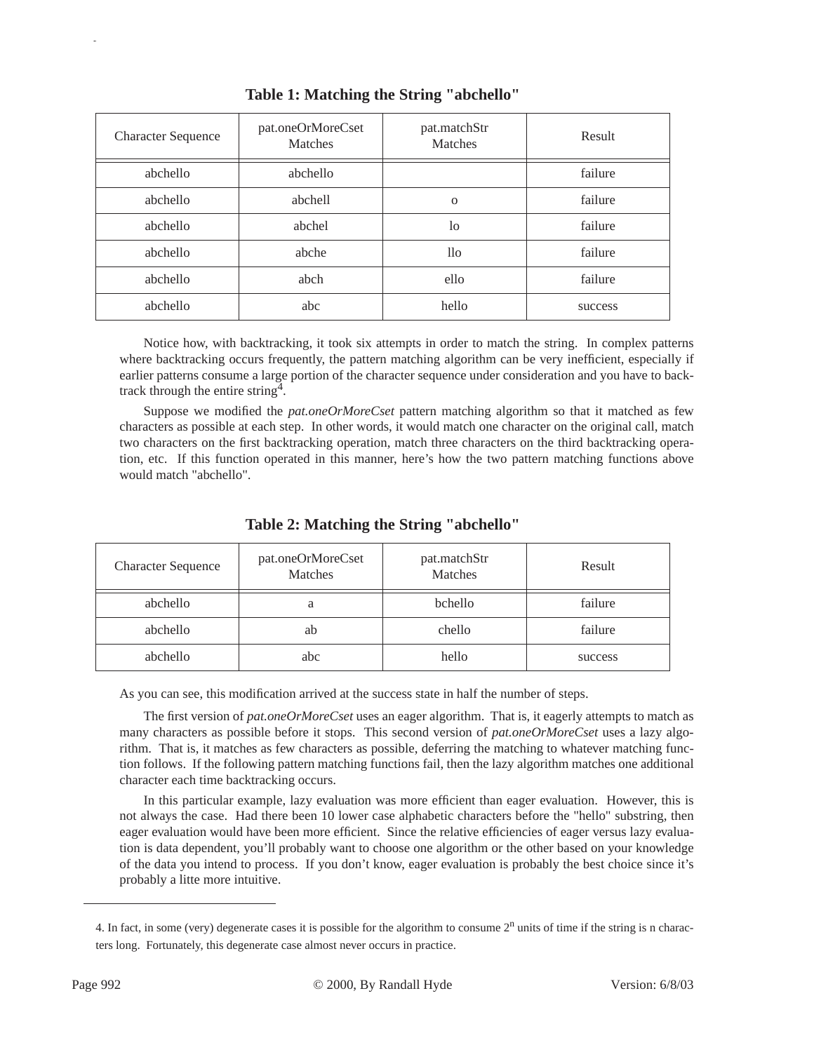**Table 1: Matching the String "abchello"**

| Character Sequence | pat.oneOrMoreCset Matches | pat.matchStr Matches | Result |
|---|---|---|---|
| abchello | abchello | | failure |
| abchello | abchell | o | failure |
| abchello | abchel | lo | failure |
| abchello | abche | llo | failure |
| abchello | abch | ello | failure |
| abchello | abc | hello | success |

Notice how, with backtracking, it took six attempts in order to match the string. In complex patterns where backtracking occurs frequently, the pattern matching algorithm can be very inefficient, especially if earlier patterns consume a large portion of the character sequence under consideration and you have to backtrack through the entire string[4].

Suppose we modified the *pat.oneOrMoreCset* pattern matching algorithm so that it matched as few characters as possible at each step. In other words, it would match one character on the original call, match two characters on the first backtracking operation, match three characters on the third backtracking operation, etc. If this function operated in this manner, here's how the two pattern matching functions above would match "abchello".

**Table 2: Matching the String "abchello"**

| Character Sequence | pat.oneOrMoreCset Matches | pat.matchStr Matches | Result |
|---|---|---|---|
| abchello | a | bchello | failure |
| abchello | ab | chello | failure |
| abchello | abc | hello | success |

As you can see, this modification arrived at the success state in half the number of steps.

The first version of *pat.oneOrMoreCset* uses an eager algorithm. That is, it eagerly attempts to match as many characters as possible before it stops. This second version of *pat.oneOrMoreCset* uses a lazy algorithm. That is, it matches as few characters as possible, deferring the matching to whatever matching function follows. If the following pattern matching functions fail, then the lazy algorithm matches one additional character each time backtracking occurs.

In this particular example, lazy evaluation was more efficient than eager evaluation. However, this is not always the case. Had there been 10 lower case alphabetic characters before the "hello" substring, then eager evaluation would have been more efficient. Since the relative efficiencies of eager versus lazy evaluation is data dependent, you'll probably want to choose one algorithm or the other based on your knowledge of the data you intend to process. If you don't know, eager evaluation is probably the best choice since it's probably a litte more intuitive.

---

4. In fact, in some (very) degenerate cases it is possible for the algorithm to consume $2^n$ units of time if the string is n characters long. Fortunately, this degenerate case almost never occurs in practice.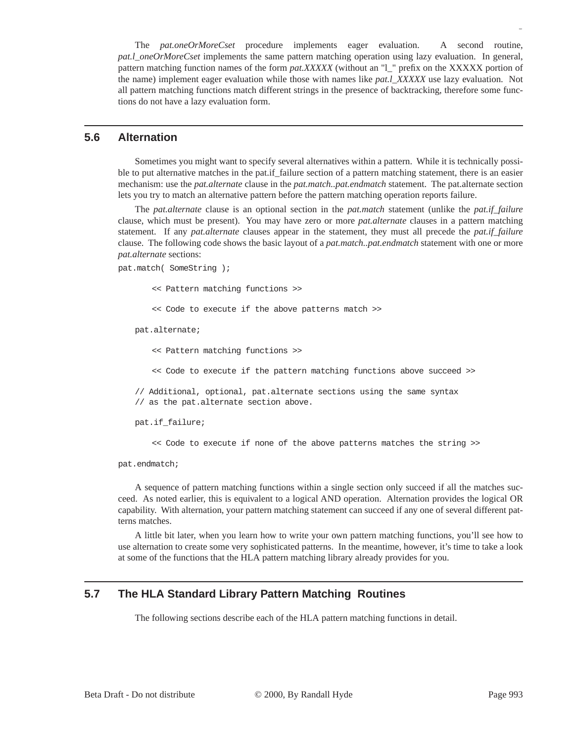The *pat.oneOrMoreCset* procedure implements eager evaluation. A second routine, *pat.l_oneOrMoreCset* implements the same pattern matching operation using lazy evaluation. In general, pattern matching function names of the form *pat.XXXXX* (without an "l_" prefix on the XXXXX portion of the name) implement eager evaluation while those with names like *pat.l_XXXXX* use lazy evaluation. Not all pattern matching functions match different strings in the presence of backtracking, therefore some functions do not have a lazy evaluation form.

## 5.6 Alternation

Sometimes you might want to specify several alternatives within a pattern. While it is technically possible to put alternative matches in the pat.if_failure section of a pattern matching statement, there is an easier mechanism: use the *pat.alternate* clause in the *pat.match..pat.endmatch* statement. The pat.alternate section lets you try to match an alternative pattern before the pattern matching operation reports failure.

The *pat.alternate* clause is an optional section in the *pat.match* statement (unlike the *pat.if_failure* clause, which must be present). You may have zero or more *pat.alternate* clauses in a pattern matching statement. If any *pat.alternate* clauses appear in the statement, they must all precede the *pat.if_failure* clause. The following code shows the basic layout of a *pat.match..pat.endmatch* statement with one or more *pat.alternate* sections:

```
pat.match( SomeString );

        << Pattern matching functions >>

        << Code to execute if the above patterns match >>

    pat.alternate;

        << Pattern matching functions >>

        << Code to execute if the pattern matching functions above succeed >>

    // Additional, optional, pat.alternate sections using the same syntax
    // as the pat.alternate section above.

    pat.if_failure;

        << Code to execute if none of the above patterns matches the string >>

pat.endmatch;
```

A sequence of pattern matching functions within a single section only succeed if all the matches succeed. As noted earlier, this is equivalent to a logical AND operation. Alternation provides the logical OR capability. With alternation, your pattern matching statement can succeed if any one of several different patterns matches.

A little bit later, when you learn how to write your own pattern matching functions, you'll see how to use alternation to create some very sophisticated patterns. In the meantime, however, it's time to take a look at some of the functions that the HLA pattern matching library already provides for you.

## 5.7 The HLA Standard Library Pattern Matching Routines

The following sections describe each of the HLA pattern matching functions in detail.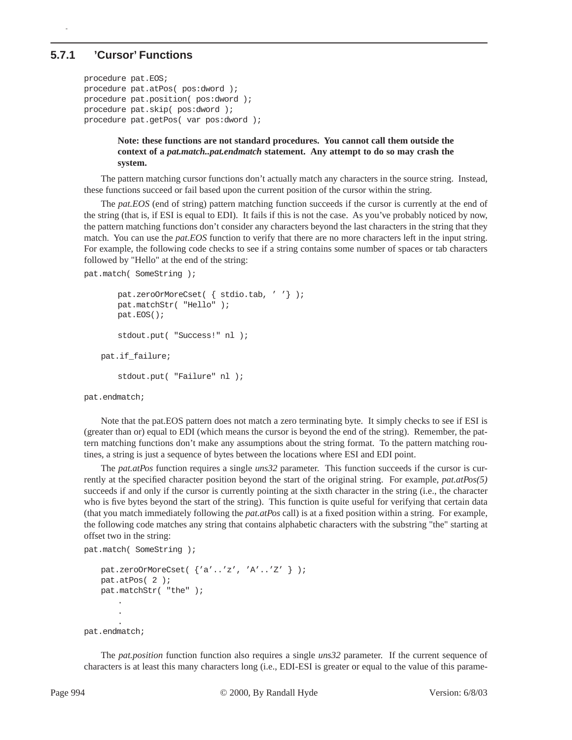### 5.7.1 'Cursor' Functions

```
procedure pat.EOS;
procedure pat.atPos( pos:dword );
procedure pat.position( pos:dword );
procedure pat.skip( pos:dword );
procedure pat.getPos( var pos:dword );
```

> **Note: these functions are not standard procedures. You cannot call them outside the context of a *pat.match..pat.endmatch* statement. Any attempt to do so may crash the system.**

The pattern matching cursor functions don't actually match any characters in the source string. Instead, these functions succeed or fail based upon the current position of the cursor within the string.

The *pat.EOS* (end of string) pattern matching function succeeds if the cursor is currently at the end of the string (that is, if ESI is equal to EDI). It fails if this is not the case. As you've probably noticed by now, the pattern matching functions don't consider any characters beyond the last characters in the string that they match. You can use the *pat.EOS* function to verify that there are no more characters left in the input string. For example, the following code checks to see if a string contains some number of spaces or tab characters followed by "Hello" at the end of the string:

```
pat.match( SomeString );

        pat.zeroOrMoreCset( { stdio.tab, ' '} );
        pat.matchStr( "Hello" );
        pat.EOS();

        stdout.put( "Success!" nl );

    pat.if_failure;

        stdout.put( "Failure" nl );

pat.endmatch;
```

Note that the pat.EOS pattern does not match a zero terminating byte. It simply checks to see if ESI is (greater than or) equal to EDI (which means the cursor is beyond the end of the string). Remember, the pattern matching functions don't make any assumptions about the string format. To the pattern matching routines, a string is just a sequence of bytes between the locations where ESI and EDI point.

The *pat.atPos* function requires a single *uns32* parameter. This function succeeds if the cursor is currently at the specified character position beyond the start of the original string. For example, *pat.atPos(5)* succeeds if and only if the cursor is currently pointing at the sixth character in the string (i.e., the character who is five bytes beyond the start of the string). This function is quite useful for verifying that certain data (that you match immediately following the *pat.atPos* call) is at a fixed position within a string. For example, the following code matches any string that contains alphabetic characters with the substring "the" starting at offset two in the string:

```
pat.match( SomeString );

    pat.zeroOrMoreCset( {'a'..'z', 'A'..'Z' } );
    pat.atPos( 2 );
    pat.matchStr( "the" );
        .
        .
        .
pat.endmatch;
```

The *pat.position* function function also requires a single *uns32* parameter. If the current sequence of characters is at least this many characters long (i.e., EDI-ESI is greater or equal to the value of this parame-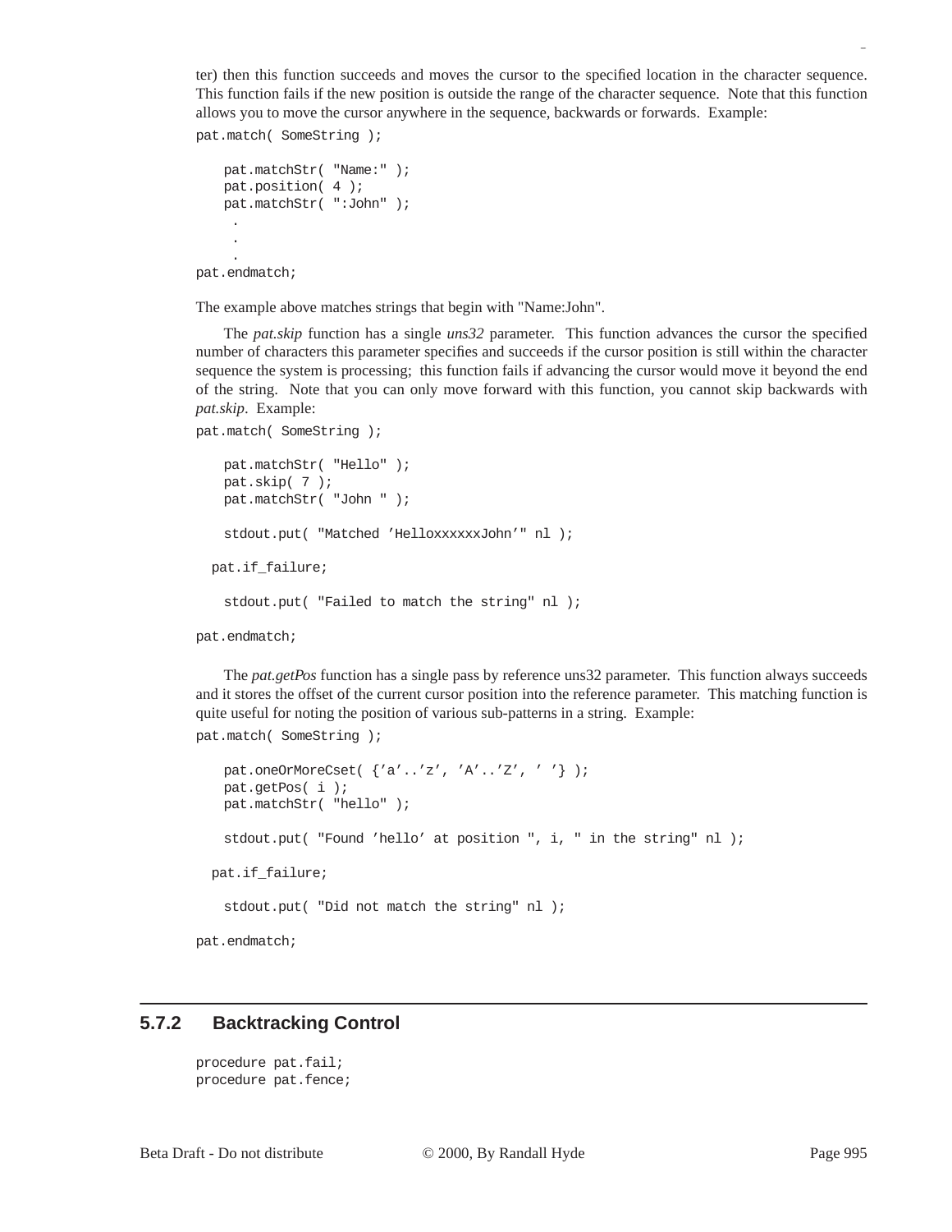ter) then this function succeeds and moves the cursor to the specified location in the character sequence. This function fails if the new position is outside the range of the character sequence. Note that this function allows you to move the cursor anywhere in the sequence, backwards or forwards. Example:

```
pat.match( SomeString );

    pat.matchStr( "Name:" );
    pat.position( 4 );
    pat.matchStr( ":John" );
     .
     .
     .
pat.endmatch;
```

The example above matches strings that begin with "Name:John".

The *pat.skip* function has a single *uns32* parameter. This function advances the cursor the specified number of characters this parameter specifies and succeeds if the cursor position is still within the character sequence the system is processing; this function fails if advancing the cursor would move it beyond the end of the string. Note that you can only move forward with this function, you cannot skip backwards with *pat.skip*. Example:

```
pat.match( SomeString );

    pat.matchStr( "Hello" );
    pat.skip( 7 );
    pat.matchStr( "John " );

    stdout.put( "Matched 'HelloxxxxxxJohn'" nl );

  pat.if_failure;

    stdout.put( "Failed to match the string" nl );

pat.endmatch;
```

The *pat.getPos* function has a single pass by reference uns32 parameter. This function always succeeds and it stores the offset of the current cursor position into the reference parameter. This matching function is quite useful for noting the position of various sub-patterns in a string. Example:

```
pat.match( SomeString );

    pat.oneOrMoreCset( {'a'..'z', 'A'..'Z', ' '} );
    pat.getPos( i );
    pat.matchStr( "hello" );

    stdout.put( "Found 'hello' at position ", i, " in the string" nl );

  pat.if_failure;

    stdout.put( "Did not match the string" nl );

pat.endmatch;
```

### 5.7.2 Backtracking Control

```
procedure pat.fail;
procedure pat.fence;
```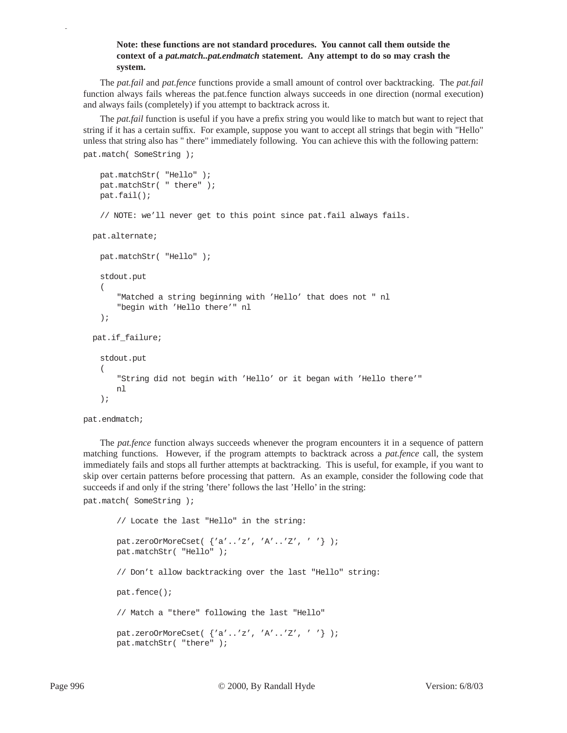**Note: these functions are not standard procedures. You cannot call them outside the context of a *pat.match..pat.endmatch* statement. Any attempt to do so may crash the system.**

The *pat.fail* and *pat.fence* functions provide a small amount of control over backtracking. The *pat.fail* function always fails whereas the pat.fence function always succeeds in one direction (normal execution) and always fails (completely) if you attempt to backtrack across it.

The *pat.fail* function is useful if you have a prefix string you would like to match but want to reject that string if it has a certain suffix. For example, suppose you want to accept all strings that begin with "Hello" unless that string also has " there" immediately following. You can achieve this with the following pattern:

```
pat.match( SomeString );

    pat.matchStr( "Hello" );
    pat.matchStr( " there" );
    pat.fail();

    // NOTE: we'll never get to this point since pat.fail always fails.

  pat.alternate;

    pat.matchStr( "Hello" );

    stdout.put
    (
        "Matched a string beginning with 'Hello' that does not " nl
        "begin with 'Hello there'" nl
    );

  pat.if_failure;

    stdout.put
    (
        "String did not begin with 'Hello' or it began with 'Hello there'"
        nl
    );

pat.endmatch;
```

The *pat.fence* function always succeeds whenever the program encounters it in a sequence of pattern matching functions. However, if the program attempts to backtrack across a *pat.fence* call, the system immediately fails and stops all further attempts at backtracking. This is useful, for example, if you want to skip over certain patterns before processing that pattern. As an example, consider the following code that succeeds if and only if the string 'there' follows the last 'Hello' in the string:

```
pat.match( SomeString );

      // Locate the last "Hello" in the string:

      pat.zeroOrMoreCset( {'a'..'z', 'A'..'Z', ' '} );
      pat.matchStr( "Hello" );

      // Don't allow backtracking over the last "Hello" string:

      pat.fence();

      // Match a "there" following the last "Hello"

      pat.zeroOrMoreCset( {'a'..'z', 'A'..'Z', ' '} );
      pat.matchStr( "there" );
```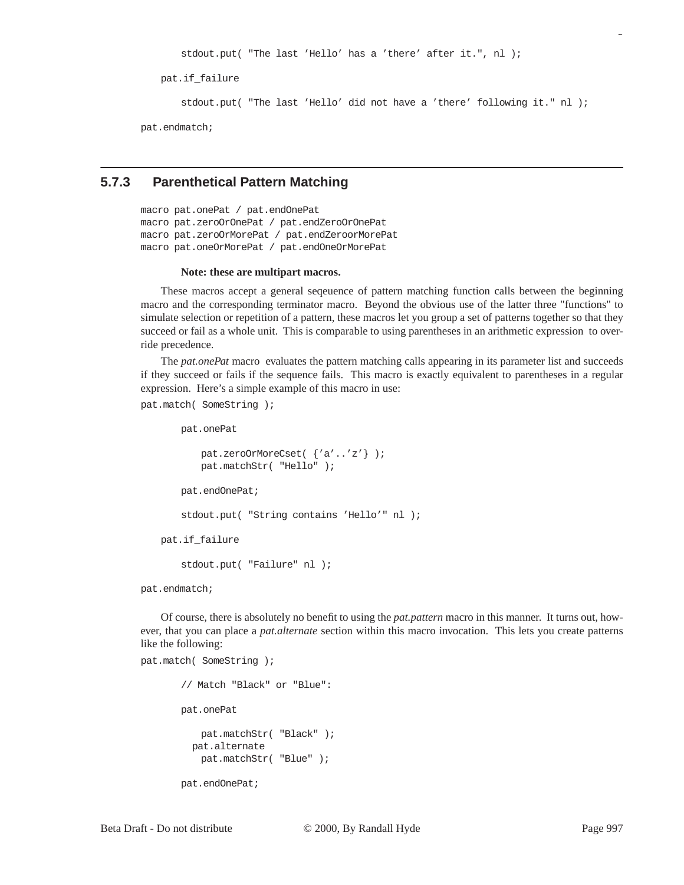```
        stdout.put( "The last 'Hello' has a 'there' after it.", nl );

    pat.if_failure

        stdout.put( "The last 'Hello' did not have a 'there' following it." nl );

pat.endmatch;
```

### 5.7.3 Parenthetical Pattern Matching

```
macro pat.onePat / pat.endOnePat
macro pat.zeroOrOnePat / pat.endZeroOrOnePat
macro pat.zeroOrMorePat / pat.endZeroorMorePat
macro pat.oneOrMorePat / pat.endOneOrMorePat
```

**Note: these are multipart macros.**

These macros accept a general seqeuence of pattern matching function calls between the beginning macro and the corresponding terminator macro. Beyond the obvious use of the latter three "functions" to simulate selection or repetition of a pattern, these macros let you group a set of patterns together so that they succeed or fail as a whole unit. This is comparable to using parentheses in an arithmetic expression to override precedence.

The *pat.onePat* macro evaluates the pattern matching calls appearing in its parameter list and succeeds if they succeed or fails if the sequence fails. This macro is exactly equivalent to parentheses in a regular expression. Here's a simple example of this macro in use:

```
pat.match( SomeString );

        pat.onePat

            pat.zeroOrMoreCset( {'a'..'z'} );
            pat.matchStr( "Hello" );

        pat.endOnePat;

        stdout.put( "String contains 'Hello'" nl );

    pat.if_failure

        stdout.put( "Failure" nl );

pat.endmatch;
```

Of course, there is absolutely no benefit to using the *pat.pattern* macro in this manner. It turns out, however, that you can place a *pat.alternate* section within this macro invocation. This lets you create patterns like the following:

```
pat.match( SomeString );

        // Match "Black" or "Blue":

        pat.onePat

            pat.matchStr( "Black" );
          pat.alternate
            pat.matchStr( "Blue" );

        pat.endOnePat;
```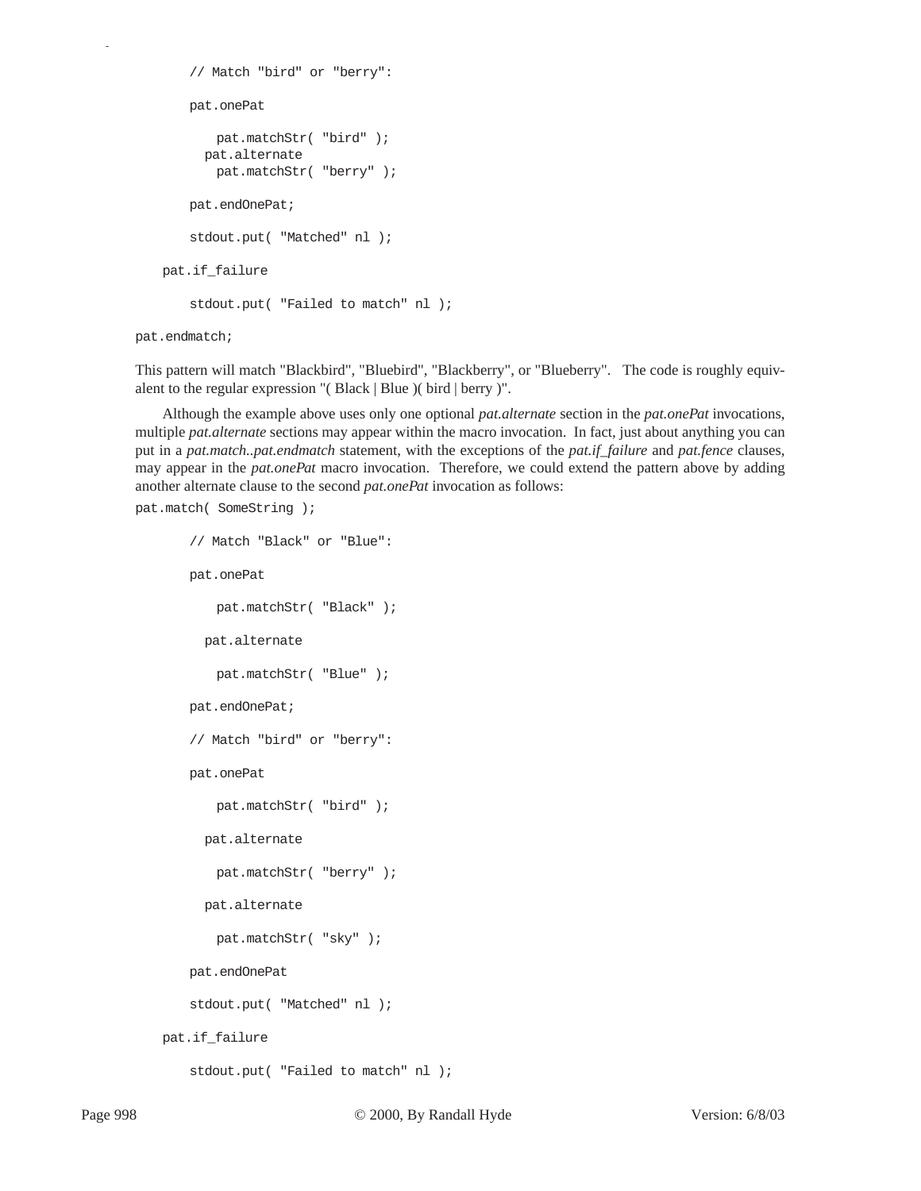```
        // Match "bird" or "berry":

        pat.onePat

            pat.matchStr( "bird" );
          pat.alternate
            pat.matchStr( "berry" );

        pat.endOnePat;

        stdout.put( "Matched" nl );

    pat.if_failure

        stdout.put( "Failed to match" nl );

pat.endmatch;
```

This pattern will match "Blackbird", "Bluebird", "Blackberry", or "Blueberry". The code is roughly equivalent to the regular expression "( Black | Blue )( bird | berry )".

Although the example above uses only one optional *pat.alternate* section in the *pat.onePat* invocations, multiple *pat.alternate* sections may appear within the macro invocation. In fact, just about anything you can put in a *pat.match..pat.endmatch* statement, with the exceptions of the *pat.if_failure* and *pat.fence* clauses, may appear in the *pat.onePat* macro invocation. Therefore, we could extend the pattern above by adding another alternate clause to the second *pat.onePat* invocation as follows:

```
pat.match( SomeString );

        // Match "Black" or "Blue":

        pat.onePat

            pat.matchStr( "Black" );

          pat.alternate

            pat.matchStr( "Blue" );

        pat.endOnePat;

        // Match "bird" or "berry":

        pat.onePat

            pat.matchStr( "bird" );

          pat.alternate

            pat.matchStr( "berry" );

          pat.alternate

            pat.matchStr( "sky" );

        pat.endOnePat

        stdout.put( "Matched" nl );

    pat.if_failure

        stdout.put( "Failed to match" nl );
```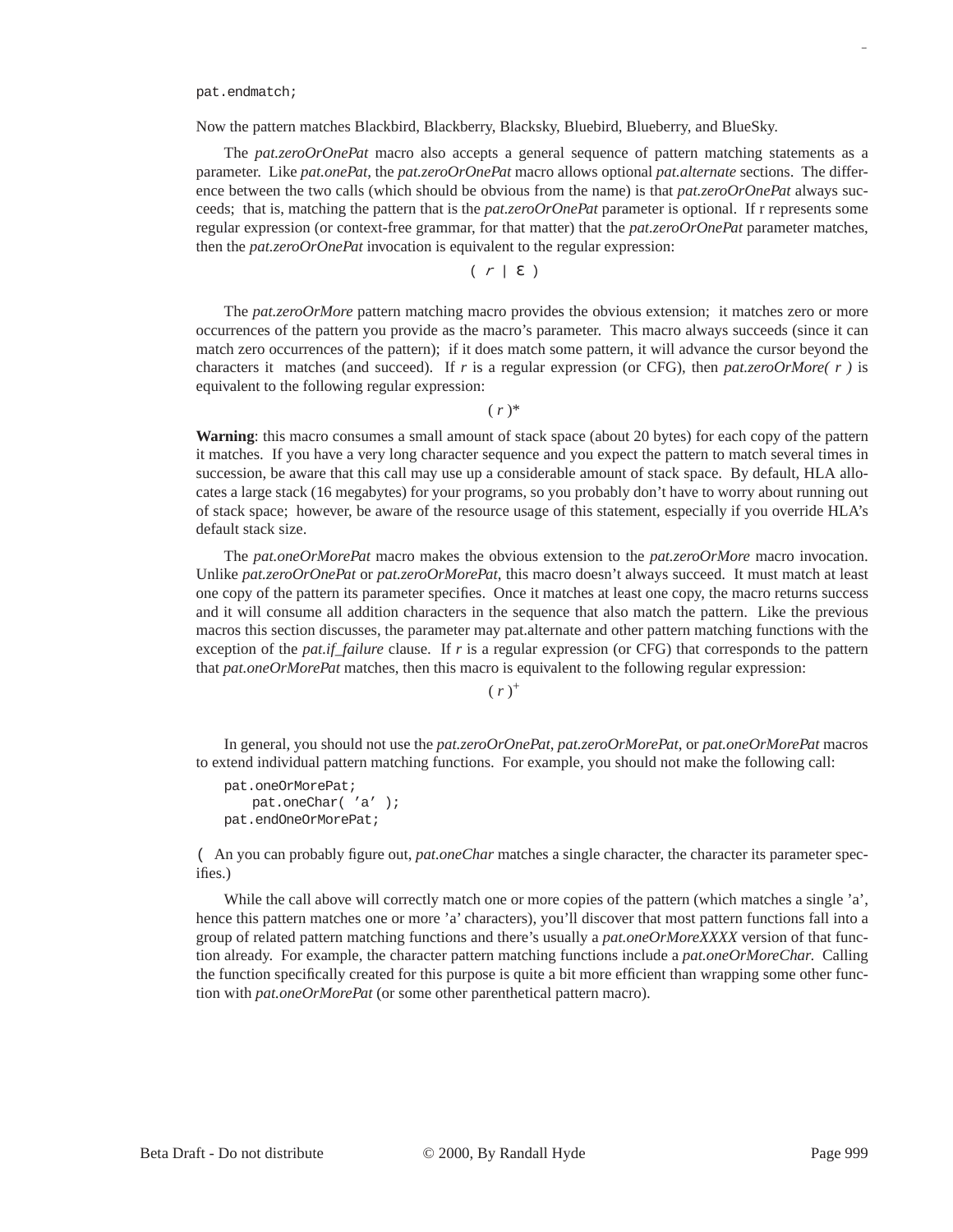```
pat.endmatch;
```

Now the pattern matches Blackbird, Blackberry, Blacksky, Bluebird, Blueberry, and BlueSky.

The *pat.zeroOrOnePat* macro also accepts a general sequence of pattern matching statements as a parameter. Like *pat.onePat*, the *pat.zeroOrOnePat* macro allows optional *pat.alternate* sections. The difference between the two calls (which should be obvious from the name) is that *pat.zeroOrOnePat* always succeeds; that is, matching the pattern that is the *pat.zeroOrOnePat* parameter is optional. If r represents some regular expression (or context-free grammar, for that matter) that the *pat.zeroOrOnePat* parameter matches, then the *pat.zeroOrOnePat* invocation is equivalent to the regular expression:

$$( r \mid \varepsilon )$$

The *pat.zeroOrMore* pattern matching macro provides the obvious extension; it matches zero or more occurrences of the pattern you provide as the macro's parameter. This macro always succeeds (since it can match zero occurrences of the pattern); if it does match some pattern, it will advance the cursor beyond the characters it matches (and succeed). If *r* is a regular expression (or CFG), then *pat.zeroOrMore( r )* is equivalent to the following regular expression:

$$( r )^*$$

**Warning**: this macro consumes a small amount of stack space (about 20 bytes) for each copy of the pattern it matches. If you have a very long character sequence and you expect the pattern to match several times in succession, be aware that this call may use up a considerable amount of stack space. By default, HLA allocates a large stack (16 megabytes) for your programs, so you probably don't have to worry about running out of stack space; however, be aware of the resource usage of this statement, especially if you override HLA's default stack size.

The *pat.oneOrMorePat* macro makes the obvious extension to the *pat.zeroOrMore* macro invocation. Unlike *pat.zeroOrOnePat* or *pat.zeroOrMorePat*, this macro doesn't always succeed. It must match at least one copy of the pattern its parameter specifies. Once it matches at least one copy, the macro returns success and it will consume all addition characters in the sequence that also match the pattern. Like the previous macros this section discusses, the parameter may pat.alternate and other pattern matching functions with the exception of the *pat.if_failure* clause. If *r* is a regular expression (or CFG) that corresponds to the pattern that *pat.oneOrMorePat* matches, then this macro is equivalent to the following regular expression:

$$( r )^+$$

In general, you should not use the *pat.zeroOrOnePat*, *pat.zeroOrMorePat*, or *pat.oneOrMorePat* macros to extend individual pattern matching functions. For example, you should not make the following call:

```
pat.oneOrMorePat;
    pat.oneChar( 'a' );
pat.endOneOrMorePat;
```

( An you can probably figure out, *pat.oneChar* matches a single character, the character its parameter specifies.)

While the call above will correctly match one or more copies of the pattern (which matches a single 'a', hence this pattern matches one or more 'a' characters), you'll discover that most pattern functions fall into a group of related pattern matching functions and there's usually a *pat.oneOrMoreXXXX* version of that function already. For example, the character pattern matching functions include a *pat.oneOrMoreChar.* Calling the function specifically created for this purpose is quite a bit more efficient than wrapping some other function with *pat.oneOrMorePat* (or some other parenthetical pattern macro).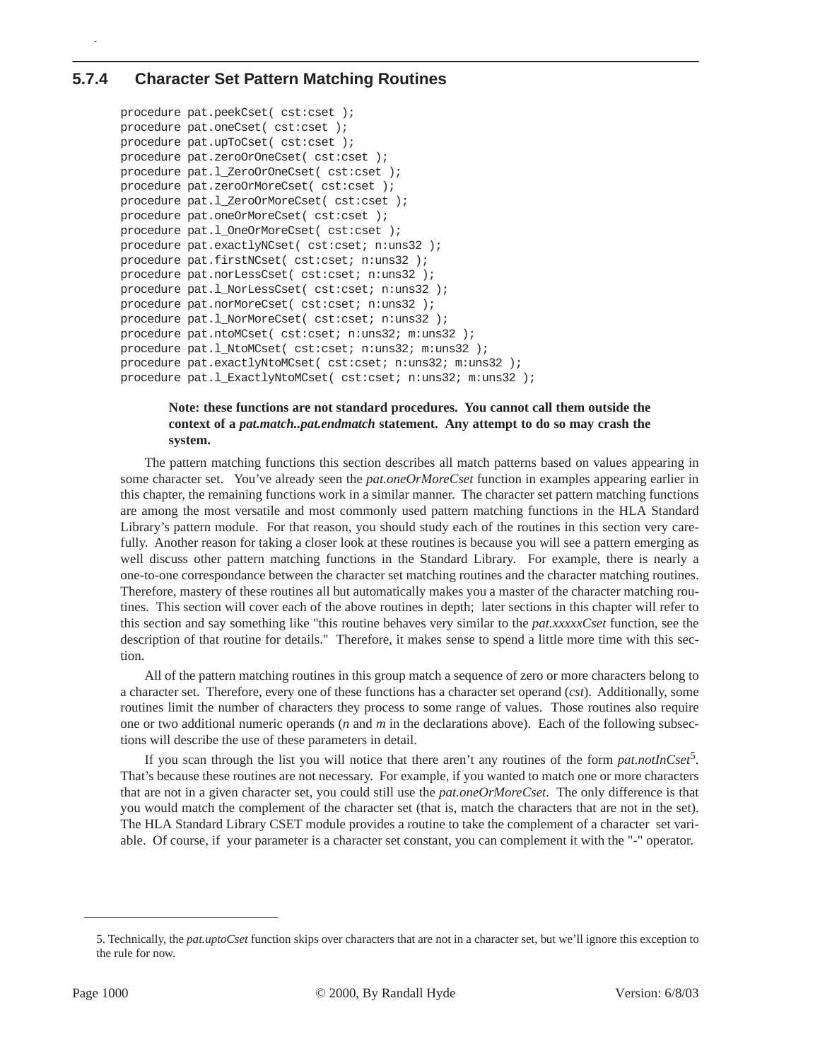### 5.7.4 Character Set Pattern Matching Routines

```
procedure pat.peekCset( cst:cset );
procedure pat.oneCset( cst:cset );
procedure pat.upToCset( cst:cset );
procedure pat.zeroOrOneCset( cst:cset );
procedure pat.l_ZeroOrOneCset( cst:cset );
procedure pat.zeroOrMoreCset( cst:cset );
procedure pat.l_ZeroOrMoreCset( cst:cset );
procedure pat.oneOrMoreCset( cst:cset );
procedure pat.l_OneOrMoreCset( cst:cset );
procedure pat.exactlyNCset( cst:cset; n:uns32 );
procedure pat.firstNCset( cst:cset; n:uns32 );
procedure pat.norLessCset( cst:cset; n:uns32 );
procedure pat.l_NorLessCset( cst:cset; n:uns32 );
procedure pat.norMoreCset( cst:cset; n:uns32 );
procedure pat.l_NorMoreCset( cst:cset; n:uns32 );
procedure pat.ntoMCset( cst:cset; n:uns32; m:uns32 );
procedure pat.l_NtoMCset( cst:cset; n:uns32; m:uns32 );
procedure pat.exactlyNtoMCset( cst:cset; n:uns32; m:uns32 );
procedure pat.l_ExactlyNtoMCset( cst:cset; n:uns32; m:uns32 );
```

**Note: these functions are not standard procedures. You cannot call them outside the context of a *pat.match..pat.endmatch* statement. Any attempt to do so may crash the system.**

The pattern matching functions this section describes all match patterns based on values appearing in some character set. You've already seen the *pat.oneOrMoreCset* function in examples appearing earlier in this chapter, the remaining functions work in a similar manner. The character set pattern matching functions are among the most versatile and most commonly used pattern matching functions in the HLA Standard Library's pattern module. For that reason, you should study each of the routines in this section very carefully. Another reason for taking a closer look at these routines is because you will see a pattern emerging as well discuss other pattern matching functions in the Standard Library. For example, there is nearly a one-to-one correspondance between the character set matching routines and the character matching routines. Therefore, mastery of these routines all but automatically makes you a master of the character matching routines. This section will cover each of the above routines in depth; later sections in this chapter will refer to this section and say something like "this routine behaves very similar to the *pat.xxxxxCset* function, see the description of that routine for details." Therefore, it makes sense to spend a little more time with this section.

All of the pattern matching routines in this group match a sequence of zero or more characters belong to a character set. Therefore, every one of these functions has a character set operand (*cst*). Additionally, some routines limit the number of characters they process to some range of values. Those routines also require one or two additional numeric operands (*n* and *m* in the declarations above). Each of the following subsections will describe the use of these parameters in detail.

If you scan through the list you will notice that there aren't any routines of the form *pat.notInCset*[5]. That's because these routines are not necessary. For example, if you wanted to match one or more characters that are not in a given character set, you could still use the *pat.oneOrMoreCset*. The only difference is that you would match the complement of the character set (that is, match the characters that are not in the set). The HLA Standard Library CSET module provides a routine to take the complement of a character set variable. Of course, if your parameter is a character set constant, you can complement it with the "-" operator.

5. Technically, the *pat.uptoCset* function skips over characters that are not in a character set, but we'll ignore this exception to the rule for now.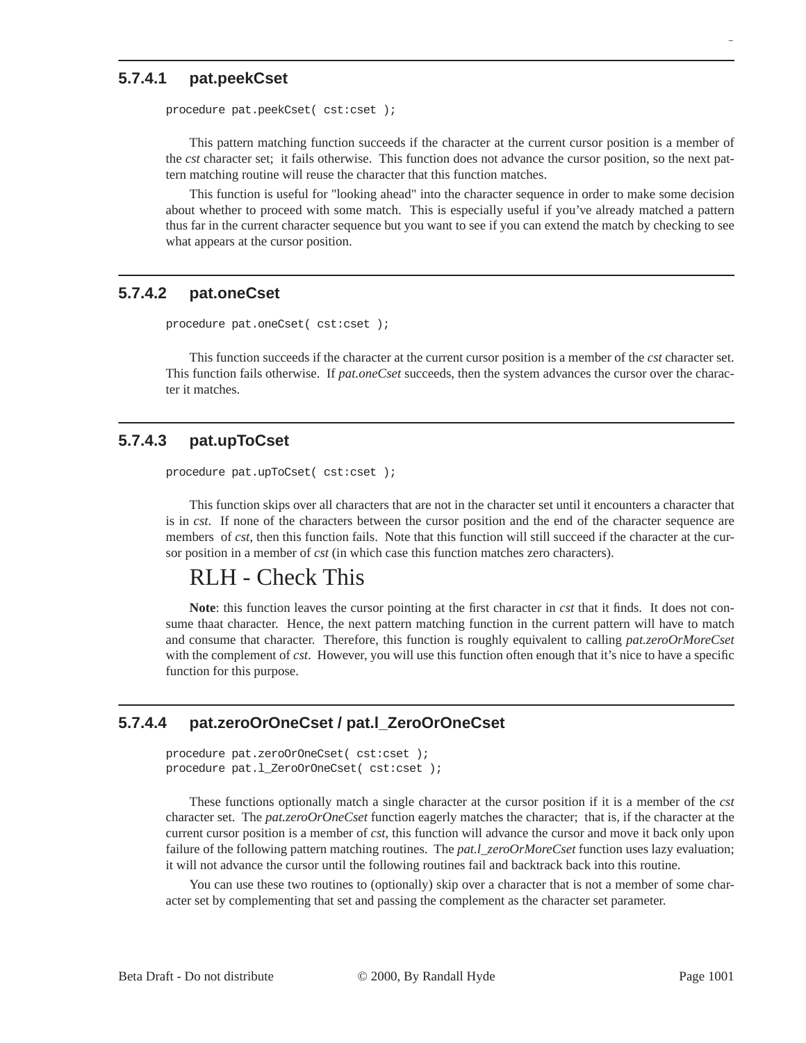### 5.7.4.1 pat.peekCset

```
procedure pat.peekCset( cst:cset );
```

This pattern matching function succeeds if the character at the current cursor position is a member of the *cst* character set; it fails otherwise. This function does not advance the cursor position, so the next pattern matching routine will reuse the character that this function matches.

This function is useful for "looking ahead" into the character sequence in order to make some decision about whether to proceed with some match. This is especially useful if you've already matched a pattern thus far in the current character sequence but you want to see if you can extend the match by checking to see what appears at the cursor position.

### 5.7.4.2 pat.oneCset

```
procedure pat.oneCset( cst:cset );
```

This function succeeds if the character at the current cursor position is a member of the *cst* character set. This function fails otherwise. If *pat.oneCset* succeeds, then the system advances the cursor over the character it matches.

### 5.7.4.3 pat.upToCset

```
procedure pat.upToCset( cst:cset );
```

This function skips over all characters that are not in the character set until it encounters a character that is in *cst*. If none of the characters between the cursor position and the end of the character sequence are members of *cst*, then this function fails. Note that this function will still succeed if the character at the cursor position in a member of *cst* (in which case this function matches zero characters).

RLH - Check This

**Note**: this function leaves the cursor pointing at the first character in *cst* that it finds. It does not consume thaat character. Hence, the next pattern matching function in the current pattern will have to match and consume that character. Therefore, this function is roughly equivalent to calling *pat.zeroOrMoreCset* with the complement of *cst*. However, you will use this function often enough that it's nice to have a specific function for this purpose.

### 5.7.4.4 pat.zeroOrOneCset / pat.l_ZeroOrOneCset

```
procedure pat.zeroOrOneCset( cst:cset );
procedure pat.l_ZeroOrOneCset( cst:cset );
```

These functions optionally match a single character at the cursor position if it is a member of the *cst* character set. The *pat.zeroOrOneCset* function eagerly matches the character; that is, if the character at the current cursor position is a member of *cst*, this function will advance the cursor and move it back only upon failure of the following pattern matching routines. The *pat.l_zeroOrMoreCset* function uses lazy evaluation; it will not advance the cursor until the following routines fail and backtrack back into this routine.

You can use these two routines to (optionally) skip over a character that is not a member of some character set by complementing that set and passing the complement as the character set parameter.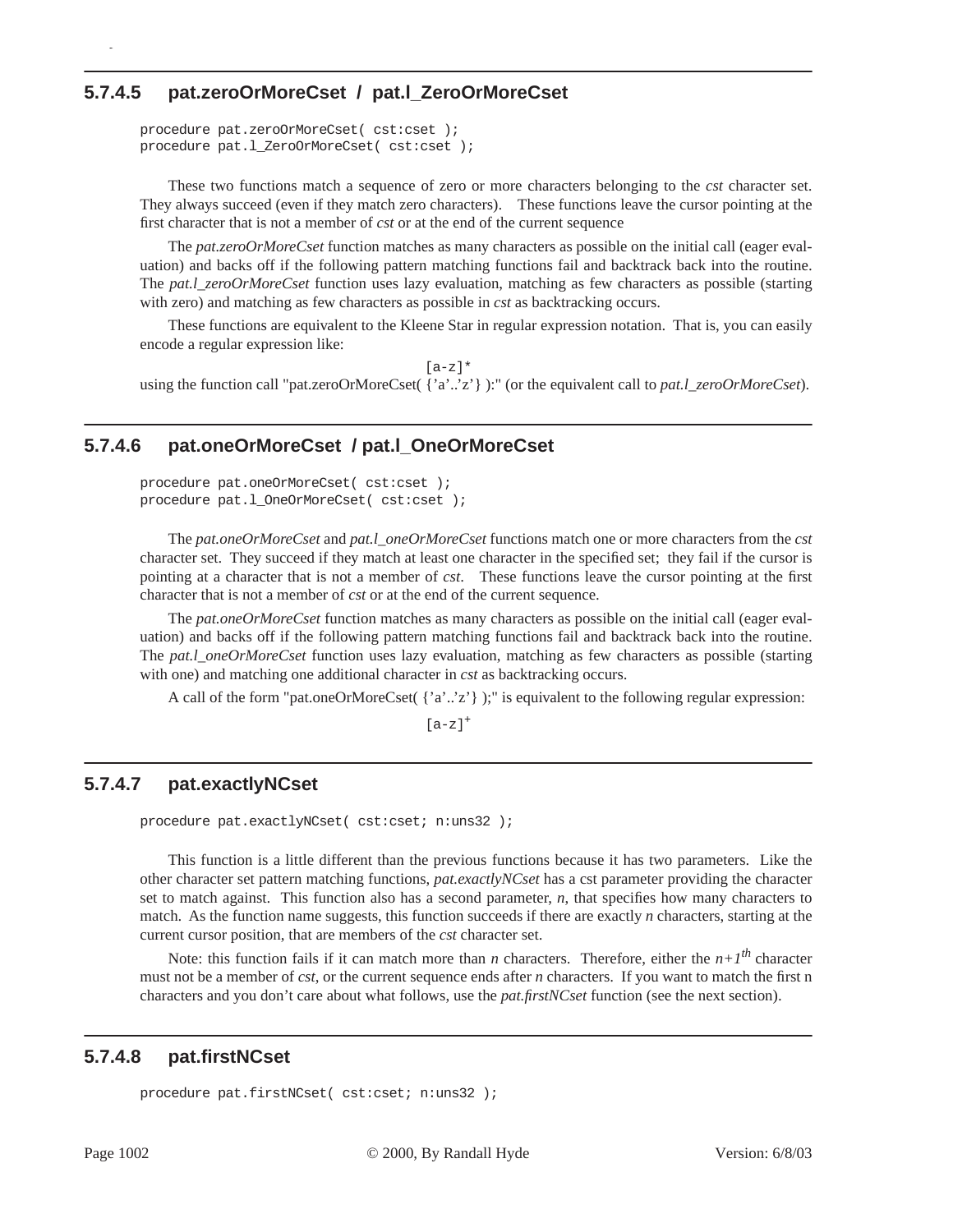### 5.7.4.5 pat.zeroOrMoreCset / pat.l_ZeroOrMoreCset

```
procedure pat.zeroOrMoreCset( cst:cset );
procedure pat.l_ZeroOrMoreCset( cst:cset );
```

These two functions match a sequence of zero or more characters belonging to the *cst* character set. They always succeed (even if they match zero characters). These functions leave the cursor pointing at the first character that is not a member of *cst* or at the end of the current sequence

The *pat.zeroOrMoreCset* function matches as many characters as possible on the initial call (eager evaluation) and backs off if the following pattern matching functions fail and backtrack back into the routine. The *pat.l_zeroOrMoreCset* function uses lazy evaluation, matching as few characters as possible (starting with zero) and matching as few characters as possible in *cst* as backtracking occurs.

These functions are equivalent to the Kleene Star in regular expression notation. That is, you can easily encode a regular expression like:

```
[a-z]*
```

using the function call "pat.zeroOrMoreCset( {'a'..'z'} ):" (or the equivalent call to *pat.l_zeroOrMoreCset*).

### 5.7.4.6 pat.oneOrMoreCset / pat.l_OneOrMoreCset

```
procedure pat.oneOrMoreCset( cst:cset );
procedure pat.l_OneOrMoreCset( cst:cset );
```

The *pat.oneOrMoreCset* and *pat.l_oneOrMoreCset* functions match one or more characters from the *cst* character set. They succeed if they match at least one character in the specified set; they fail if the cursor is pointing at a character that is not a member of *cst*. These functions leave the cursor pointing at the first character that is not a member of *cst* or at the end of the current sequence.

The *pat.oneOrMoreCset* function matches as many characters as possible on the initial call (eager evaluation) and backs off if the following pattern matching functions fail and backtrack back into the routine. The *pat.l_oneOrMoreCset* function uses lazy evaluation, matching as few characters as possible (starting with one) and matching one additional character in *cst* as backtracking occurs.

A call of the form "pat.oneOrMoreCset( {'a'..'z'} );" is equivalent to the following regular expression:

$$[a\text{-}z]^{+}$$

### 5.7.4.7 pat.exactlyNCset

```
procedure pat.exactlyNCset( cst:cset; n:uns32 );
```

This function is a little different than the previous functions because it has two parameters. Like the other character set pattern matching functions, *pat.exactlyNCset* has a cst parameter providing the character set to match against. This function also has a second parameter, *n*, that specifies how many characters to match. As the function name suggests, this function succeeds if there are exactly *n* characters, starting at the current cursor position, that are members of the *cst* character set.

Note: this function fails if it can match more than *n* characters. Therefore, either the $n+1^{th}$ character must not be a member of *cst*, or the current sequence ends after *n* characters. If you want to match the first n characters and you don't care about what follows, use the *pat.firstNCset* function (see the next section).

### 5.7.4.8 pat.firstNCset

```
procedure pat.firstNCset( cst:cset; n:uns32 );
```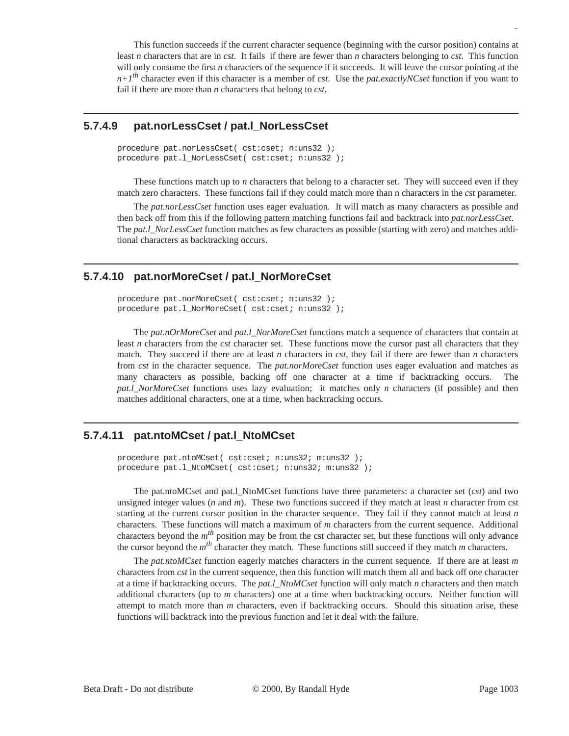This function succeeds if the current character sequence (beginning with the cursor position) contains at least *n* characters that are in *cst*. It fails if there are fewer than *n* characters belonging to *cst*. This function will only consume the first *n* characters of the sequence if it succeeds. It will leave the cursor pointing at the $n+1^{th}$ character even if this character is a member of *cst*. Use the *pat.exactlyNCset* function if you want to fail if there are more than *n* characters that belong to *cst*.

### 5.7.4.9 pat.norLessCset / pat.l_NorLessCset

```
procedure pat.norLessCset( cst:cset; n:uns32 );
procedure pat.l_NorLessCset( cst:cset; n:uns32 );
```

These functions match up to *n* characters that belong to a character set. They will succeed even if they match zero characters. These functions fail if they could match more than n characters in the *cst* parameter.

The *pat.norLessCset* function uses eager evaluation. It will match as many characters as possible and then back off from this if the following pattern matching functions fail and backtrack into *pat.norLessCset*. The *pat.l_NorLessCset* function matches as few characters as possible (starting with zero) and matches additional characters as backtracking occurs.

### 5.7.4.10 pat.norMoreCset / pat.l_NorMoreCset

```
procedure pat.norMoreCset( cst:cset; n:uns32 );
procedure pat.l_NorMoreCset( cst:cset; n:uns32 );
```

The *pat.nOrMoreCset* and *pat.l_NorMoreCset* functions match a sequence of characters that contain at least *n* characters from the *cst* character set. These functions move the cursor past all characters that they match. They succeed if there are at least *n* characters in *cst*, they fail if there are fewer than *n* characters from *cst* in the character sequence. The *pat.norMoreCset* function uses eager evaluation and matches as many characters as possible, backing off one character at a time if backtracking occurs. The *pat.l_NorMoreCset* functions uses lazy evaluation; it matches only *n* characters (if possible) and then matches additional characters, one at a time, when backtracking occurs.

### 5.7.4.11 pat.ntoMCset / pat.l_NtoMCset

```
procedure pat.ntoMCset( cst:cset; n:uns32; m:uns32 );
procedure pat.l_NtoMCset( cst:cset; n:uns32; m:uns32 );
```

The pat.ntoMCset and pat.l_NtoMCset functions have three parameters: a character set (*cst*) and two unsigned integer values (*n* and *m*). These two functions succeed if they match at least *n* character from cst starting at the current cursor position in the character sequence. They fail if they cannot match at least *n* characters. These functions will match a maximum of *m* characters from the current sequence. Additional characters beyond the $m^{th}$ position may be from the cst character set, but these functions will only advance the cursor beyond the $m^{th}$ character they match. These functions still succeed if they match *m* characters.

The *pat.ntoMCset* function eagerly matches characters in the current sequence. If there are at least *m* characters from *cst* in the current sequence, then this function will match them all and back off one character at a time if backtracking occurs. The *pat.l_NtoMCset* function will only match *n* characters and then match additional characters (up to *m* characters) one at a time when backtracking occurs. Neither function will attempt to match more than *m* characters, even if backtracking occurs. Should this situation arise, these functions will backtrack into the previous function and let it deal with the failure.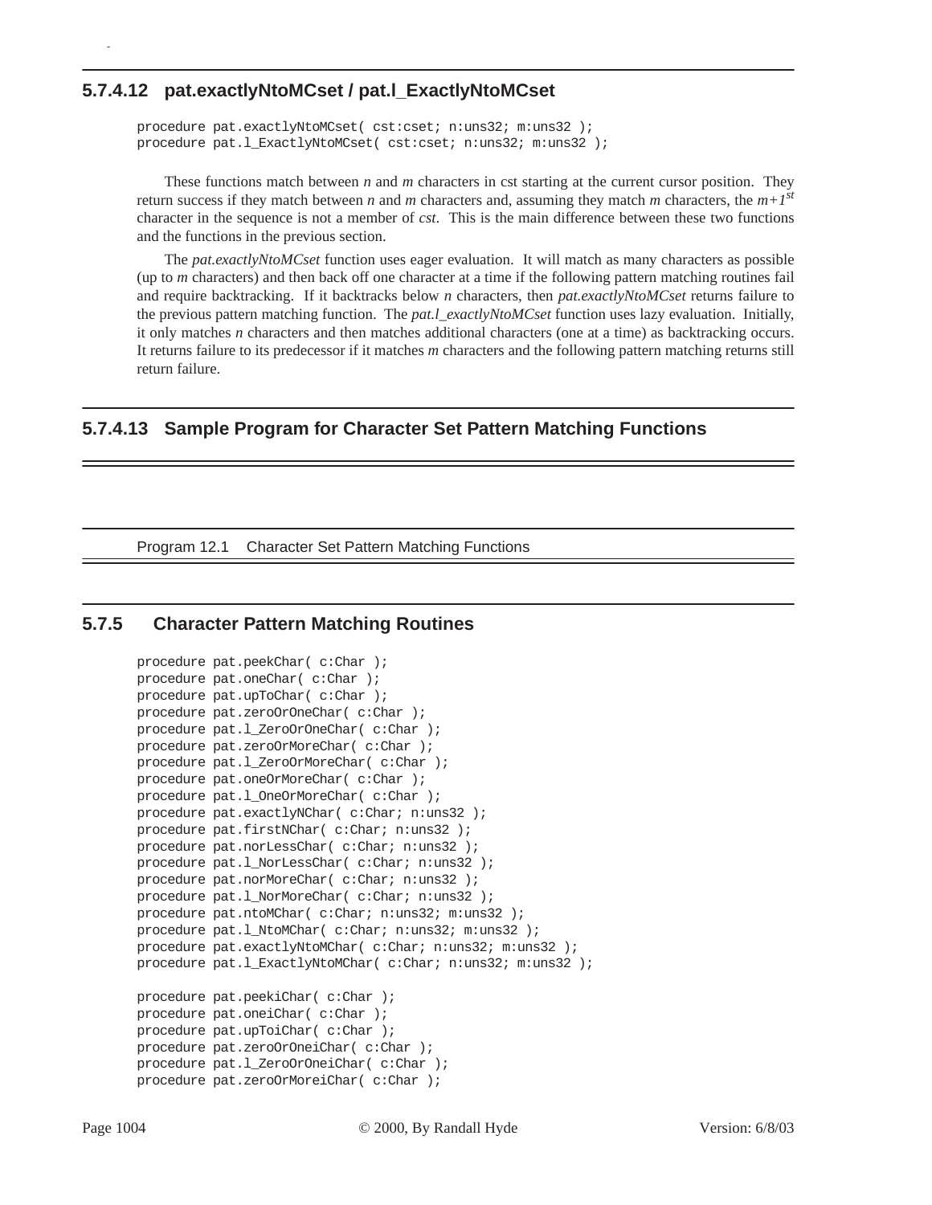### 5.7.4.12 pat.exactlyNtoMCset / pat.l_ExactlyNtoMCset

```
procedure pat.exactlyNtoMCset( cst:cset; n:uns32; m:uns32 );
procedure pat.l_ExactlyNtoMCset( cst:cset; n:uns32; m:uns32 );
```

These functions match between *n* and *m* characters in cst starting at the current cursor position. They return success if they match between *n* and *m* characters and, assuming they match *m* characters, the *m+1st* character in the sequence is not a member of *cst*. This is the main difference between these two functions and the functions in the previous section.

The *pat.exactlyNtoMCset* function uses eager evaluation. It will match as many characters as possible (up to *m* characters) and then back off one character at a time if the following pattern matching routines fail and require backtracking. If it backtracks below *n* characters, then *pat.exactlyNtoMCset* returns failure to the previous pattern matching function. The *pat.l_exactlyNtoMCset* function uses lazy evaluation. Initially, it only matches *n* characters and then matches additional characters (one at a time) as backtracking occurs. It returns failure to its predecessor if it matches *m* characters and the following pattern matching returns still return failure.

### 5.7.4.13 Sample Program for Character Set Pattern Matching Functions

Program 12.1 Character Set Pattern Matching Functions

### 5.7.5 Character Pattern Matching Routines

```
procedure pat.peekChar( c:Char );
procedure pat.oneChar( c:Char );
procedure pat.upToChar( c:Char );
procedure pat.zeroOrOneChar( c:Char );
procedure pat.l_ZeroOrOneChar( c:Char );
procedure pat.zeroOrMoreChar( c:Char );
procedure pat.l_ZeroOrMoreChar( c:Char );
procedure pat.oneOrMoreChar( c:Char );
procedure pat.l_OneOrMoreChar( c:Char );
procedure pat.exactlyNChar( c:Char; n:uns32 );
procedure pat.firstNChar( c:Char; n:uns32 );
procedure pat.norLessChar( c:Char; n:uns32 );
procedure pat.l_NorLessChar( c:Char; n:uns32 );
procedure pat.norMoreChar( c:Char; n:uns32 );
procedure pat.l_NorMoreChar( c:Char; n:uns32 );
procedure pat.ntoMChar( c:Char; n:uns32; m:uns32 );
procedure pat.l_NtoMChar( c:Char; n:uns32; m:uns32 );
procedure pat.exactlyNtoMChar( c:Char; n:uns32; m:uns32 );
procedure pat.l_ExactlyNtoMChar( c:Char; n:uns32; m:uns32 );

procedure pat.peekiChar( c:Char );
procedure pat.oneiChar( c:Char );
procedure pat.upToiChar( c:Char );
procedure pat.zeroOrOneiChar( c:Char );
procedure pat.l_ZeroOrOneiChar( c:Char );
procedure pat.zeroOrMoreiChar( c:Char );
```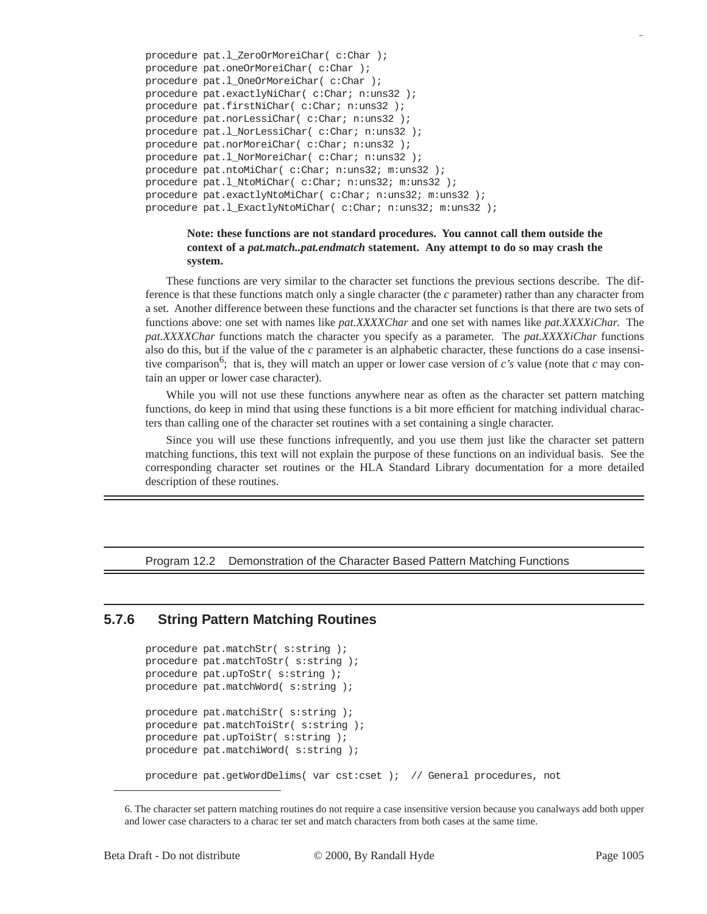```
procedure pat.l_ZeroOrMoreiChar( c:Char );
procedure pat.oneOrMoreiChar( c:Char );
procedure pat.l_OneOrMoreiChar( c:Char );
procedure pat.exactlyNiChar( c:Char; n:uns32 );
procedure pat.firstNiChar( c:Char; n:uns32 );
procedure pat.norLessiChar( c:Char; n:uns32 );
procedure pat.l_NorLessiChar( c:Char; n:uns32 );
procedure pat.norMoreiChar( c:Char; n:uns32 );
procedure pat.l_NorMoreiChar( c:Char; n:uns32 );
procedure pat.ntoMiChar( c:Char; n:uns32; m:uns32 );
procedure pat.l_NtoMiChar( c:Char; n:uns32; m:uns32 );
procedure pat.exactlyNtoMiChar( c:Char; n:uns32; m:uns32 );
procedure pat.l_ExactlyNtoMiChar( c:Char; n:uns32; m:uns32 );
```

**Note: these functions are not standard procedures. You cannot call them outside the context of a *pat.match..pat.endmatch* statement. Any attempt to do so may crash the system.**

These functions are very similar to the character set functions the previous sections describe. The difference is that these functions match only a single character (the *c* parameter) rather than any character from a set. Another difference between these functions and the character set functions is that there are two sets of functions above: one set with names like *pat.XXXXChar* and one set with names like *pat.XXXXiChar.* The *pat.XXXXChar* functions match the character you specify as a parameter. The *pat.XXXXiChar* functions also do this, but if the value of the *c* parameter is an alphabetic character, these functions do a case insensitive comparison[6]; that is, they will match an upper or lower case version of *c's* value (note that *c* may contain an upper or lower case character).

While you will not use these functions anywhere near as often as the character set pattern matching functions, do keep in mind that using these functions is a bit more efficient for matching individual characters than calling one of the character set routines with a set containing a single character.

Since you will use these functions infrequently, and you use them just like the character set pattern matching functions, this text will not explain the purpose of these functions on an individual basis. See the corresponding character set routines or the HLA Standard Library documentation for a more detailed description of these routines.

Program 12.2 Demonstration of the Character Based Pattern Matching Functions

### 5.7.6 String Pattern Matching Routines

```
procedure pat.matchStr( s:string );
procedure pat.matchToStr( s:string );
procedure pat.upToStr( s:string );
procedure pat.matchWord( s:string );

procedure pat.matchiStr( s:string );
procedure pat.matchToiStr( s:string );
procedure pat.upToiStr( s:string );
procedure pat.matchiWord( s:string );

procedure pat.getWordDelims( var cst:cset );  // General procedures, not
```

6. The character set pattern matching routines do not require a case insensitive version because you canalways add both upper and lower case characters to a charac ter set and match characters from both cases at the same time.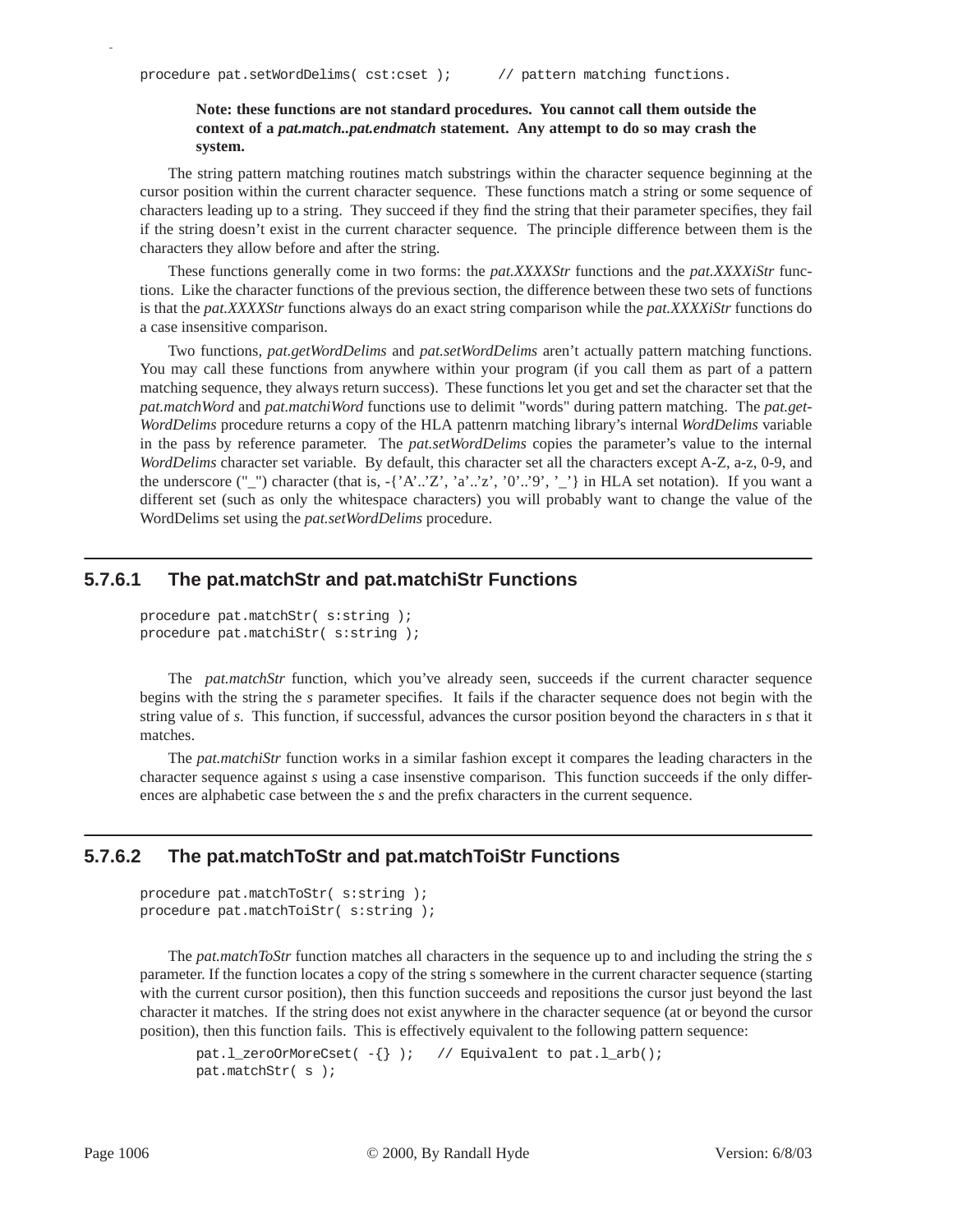```
procedure pat.setWordDelims( cst:cset );      // pattern matching functions.
```

**Note: these functions are not standard procedures. You cannot call them outside the context of a *pat.match..pat.endmatch* statement. Any attempt to do so may crash the system.**

The string pattern matching routines match substrings within the character sequence beginning at the cursor position within the current character sequence. These functions match a string or some sequence of characters leading up to a string. They succeed if they find the string that their parameter specifies, they fail if the string doesn't exist in the current character sequence. The principle difference between them is the characters they allow before and after the string.

These functions generally come in two forms: the *pat.XXXXStr* functions and the *pat.XXXXiStr* functions. Like the character functions of the previous section, the difference between these two sets of functions is that the *pat.XXXXStr* functions always do an exact string comparison while the *pat.XXXXiStr* functions do a case insensitive comparison.

Two functions, *pat.getWordDelims* and *pat.setWordDelims* aren't actually pattern matching functions. You may call these functions from anywhere within your program (if you call them as part of a pattern matching sequence, they always return success). These functions let you get and set the character set that the *pat.matchWord* and *pat.matchiWord* functions use to delimit "words" during pattern matching. The *pat.getWordDelims* procedure returns a copy of the HLA pattenrn matching library's internal *WordDelims* variable in the pass by reference parameter. The *pat.setWordDelims* copies the parameter's value to the internal *WordDelims* character set variable. By default, this character set all the characters except A-Z, a-z, 0-9, and the underscore ("_") character (that is, -{'A'..'Z', 'a'..'z', '0'..'9', '_'} in HLA set notation). If you want a different set (such as only the whitespace characters) you will probably want to change the value of the WordDelims set using the *pat.setWordDelims* procedure.

### 5.7.6.1 The pat.matchStr and pat.matchiStr Functions

```
procedure pat.matchStr( s:string );
procedure pat.matchiStr( s:string );
```

The *pat.matchStr* function, which you've already seen, succeeds if the current character sequence begins with the string the *s* parameter specifies. It fails if the character sequence does not begin with the string value of *s*. This function, if successful, advances the cursor position beyond the characters in *s* that it matches.

The *pat.matchiStr* function works in a similar fashion except it compares the leading characters in the character sequence against *s* using a case insenstive comparison. This function succeeds if the only differences are alphabetic case between the *s* and the prefix characters in the current sequence.

### 5.7.6.2 The pat.matchToStr and pat.matchToiStr Functions

```
procedure pat.matchToStr( s:string );
procedure pat.matchToiStr( s:string );
```

The *pat.matchToStr* function matches all characters in the sequence up to and including the string the *s* parameter. If the function locates a copy of the string s somewhere in the current character sequence (starting with the current cursor position), then this function succeeds and repositions the cursor just beyond the last character it matches. If the string does not exist anywhere in the character sequence (at or beyond the cursor position), then this function fails. This is effectively equivalent to the following pattern sequence:

```
pat.l_zeroOrMoreCset( -{} );   // Equivalent to pat.l_arb();
pat.matchStr( s );
```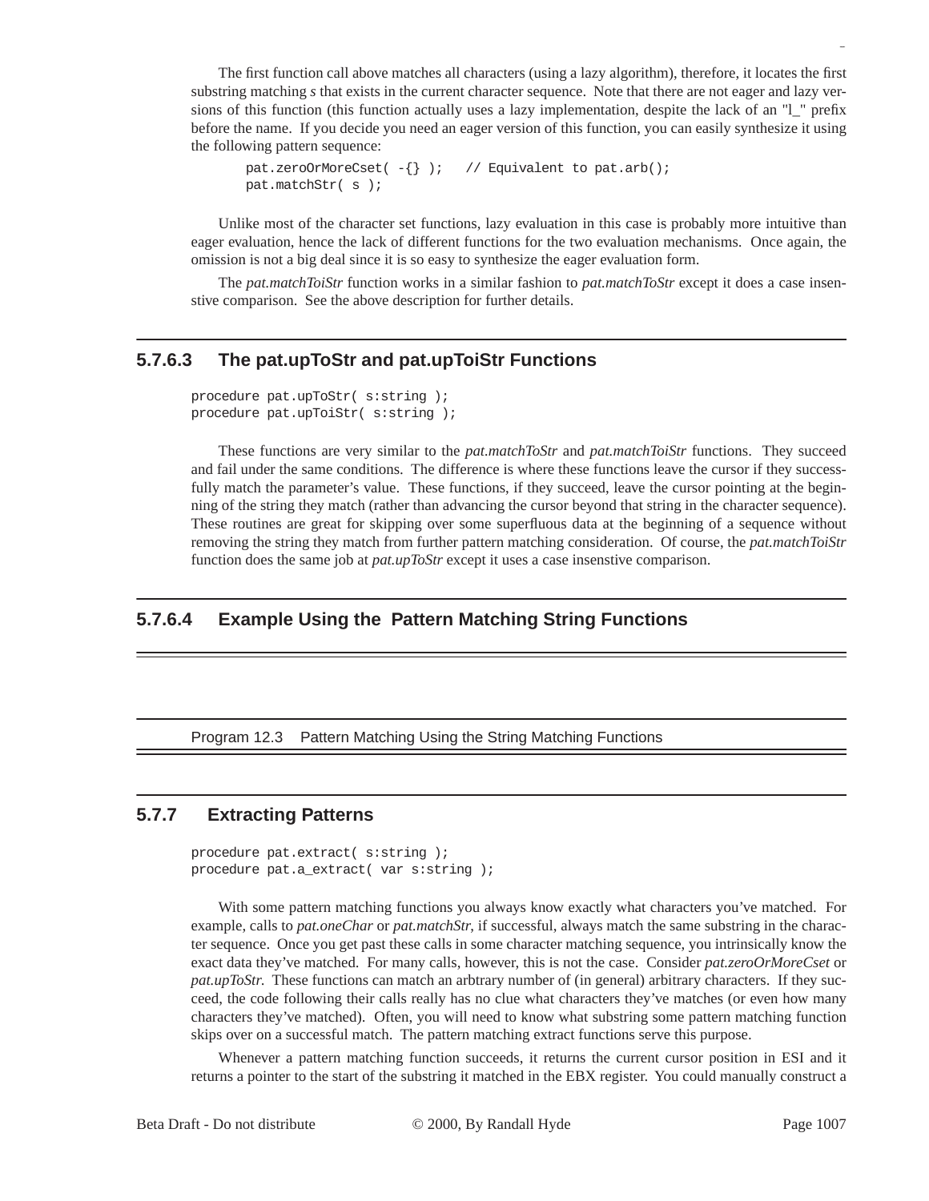The first function call above matches all characters (using a lazy algorithm), therefore, it locates the first substring matching *s* that exists in the current character sequence. Note that there are not eager and lazy versions of this function (this function actually uses a lazy implementation, despite the lack of an "l_" prefix before the name. If you decide you need an eager version of this function, you can easily synthesize it using the following pattern sequence:

```
pat.zeroOrMoreCset( -{} );   // Equivalent to pat.arb();
pat.matchStr( s );
```

Unlike most of the character set functions, lazy evaluation in this case is probably more intuitive than eager evaluation, hence the lack of different functions for the two evaluation mechanisms. Once again, the omission is not a big deal since it is so easy to synthesize the eager evaluation form.

The *pat.matchToiStr* function works in a similar fashion to *pat.matchToStr* except it does a case insenstive comparison. See the above description for further details.

#### 5.7.6.3 The pat.upToStr and pat.upToiStr Functions

```
procedure pat.upToStr( s:string );
procedure pat.upToiStr( s:string );
```

These functions are very similar to the *pat.matchToStr* and *pat.matchToiStr* functions. They succeed and fail under the same conditions. The difference is where these functions leave the cursor if they successfully match the parameter's value. These functions, if they succeed, leave the cursor pointing at the beginning of the string they match (rather than advancing the cursor beyond that string in the character sequence). These routines are great for skipping over some superfluous data at the beginning of a sequence without removing the string they match from further pattern matching consideration. Of course, the *pat.matchToiStr* function does the same job at *pat.upToStr* except it uses a case insenstive comparison.

#### 5.7.6.4 Example Using the Pattern Matching String Functions

Program 12.3 Pattern Matching Using the String Matching Functions

### 5.7.7 Extracting Patterns

```
procedure pat.extract( s:string );
procedure pat.a_extract( var s:string );
```

With some pattern matching functions you always know exactly what characters you've matched. For example, calls to *pat.oneChar* or *pat.matchStr*, if successful, always match the same substring in the character sequence. Once you get past these calls in some character matching sequence, you intrinsically know the exact data they've matched. For many calls, however, this is not the case. Consider *pat.zeroOrMoreCset* or *pat.upToStr.* These functions can match an arbtrary number of (in general) arbitrary characters. If they succeed, the code following their calls really has no clue what characters they've matches (or even how many characters they've matched). Often, you will need to know what substring some pattern matching function skips over on a successful match. The pattern matching extract functions serve this purpose.

Whenever a pattern matching function succeeds, it returns the current cursor position in ESI and it returns a pointer to the start of the substring it matched in the EBX register. You could manually construct a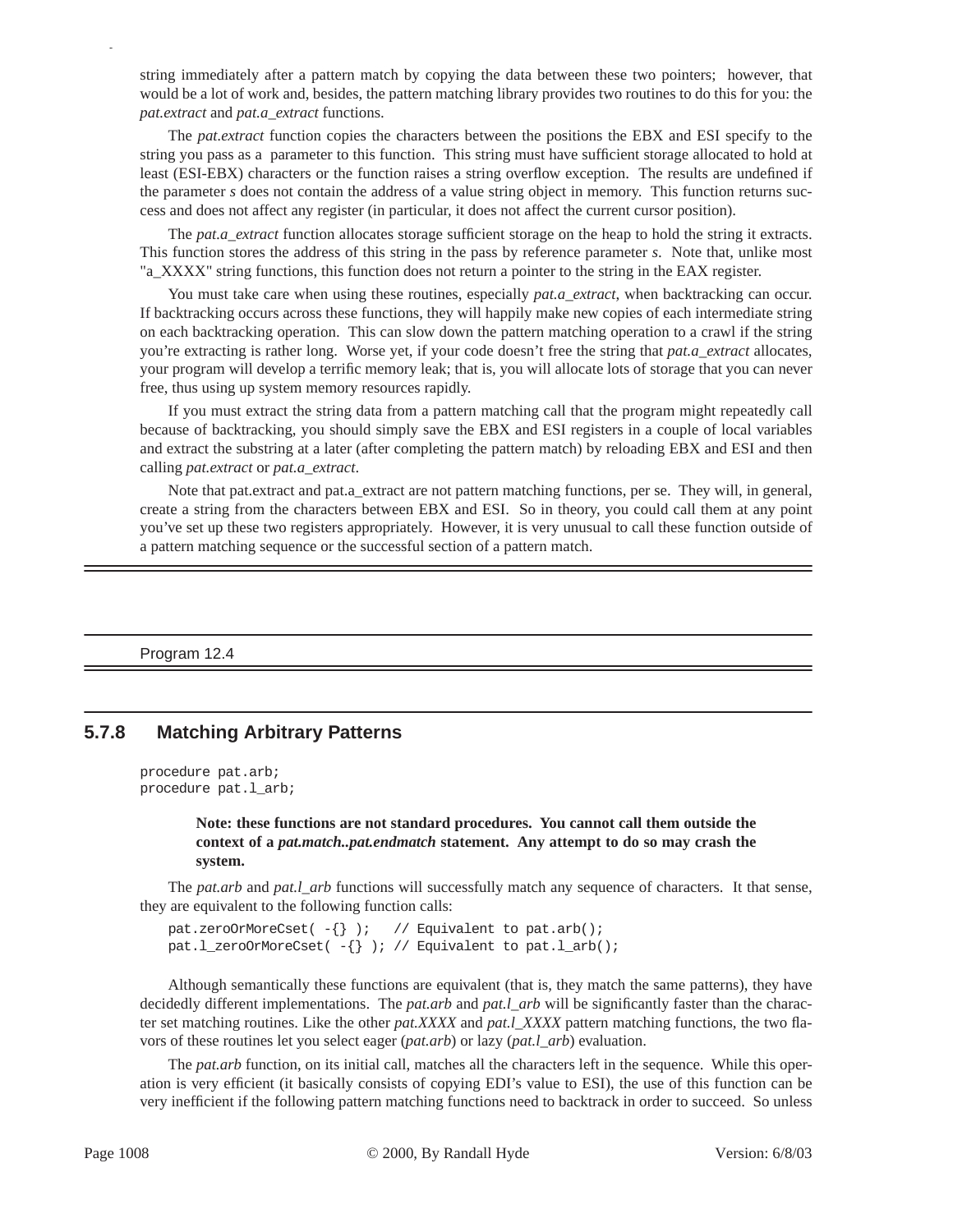string immediately after a pattern match by copying the data between these two pointers; however, that would be a lot of work and, besides, the pattern matching library provides two routines to do this for you: the *pat.extract* and *pat.a_extract* functions.

The *pat.extract* function copies the characters between the positions the EBX and ESI specify to the string you pass as a parameter to this function. This string must have sufficient storage allocated to hold at least (ESI-EBX) characters or the function raises a string overflow exception. The results are undefined if the parameter *s* does not contain the address of a value string object in memory. This function returns success and does not affect any register (in particular, it does not affect the current cursor position).

The *pat.a_extract* function allocates storage sufficient storage on the heap to hold the string it extracts. This function stores the address of this string in the pass by reference parameter *s*. Note that, unlike most "a_XXXX" string functions, this function does not return a pointer to the string in the EAX register.

You must take care when using these routines, especially *pat.a_extract*, when backtracking can occur. If backtracking occurs across these functions, they will happily make new copies of each intermediate string on each backtracking operation. This can slow down the pattern matching operation to a crawl if the string you're extracting is rather long. Worse yet, if your code doesn't free the string that *pat.a_extract* allocates, your program will develop a terrific memory leak; that is, you will allocate lots of storage that you can never free, thus using up system memory resources rapidly.

If you must extract the string data from a pattern matching call that the program might repeatedly call because of backtracking, you should simply save the EBX and ESI registers in a couple of local variables and extract the substring at a later (after completing the pattern match) by reloading EBX and ESI and then calling *pat.extract* or *pat.a_extract*.

Note that pat.extract and pat.a_extract are not pattern matching functions, per se. They will, in general, create a string from the characters between EBX and ESI. So in theory, you could call them at any point you've set up these two registers appropriately. However, it is very unusual to call these function outside of a pattern matching sequence or the successful section of a pattern match.

---

Program 12.4

---

### 5.7.8 Matching Arbitrary Patterns

```
procedure pat.arb;
procedure pat.l_arb;
```

> **Note: these functions are not standard procedures. You cannot call them outside the context of a *pat.match..pat.endmatch* statement. Any attempt to do so may crash the system.**

The *pat.arb* and *pat.l_arb* functions will successfully match any sequence of characters. It that sense, they are equivalent to the following function calls:

```
pat.zeroOrMoreCset( -{} );   // Equivalent to pat.arb();
pat.l_zeroOrMoreCset( -{} ); // Equivalent to pat.l_arb();
```

Although semantically these functions are equivalent (that is, they match the same patterns), they have decidedly different implementations. The *pat.arb* and *pat.l_arb* will be significantly faster than the character set matching routines. Like the other *pat.XXXX* and *pat.l_XXXX* pattern matching functions, the two flavors of these routines let you select eager (*pat.arb*) or lazy (*pat.l_arb*) evaluation.

The *pat.arb* function, on its initial call, matches all the characters left in the sequence. While this operation is very efficient (it basically consists of copying EDI's value to ESI), the use of this function can be very inefficient if the following pattern matching functions need to backtrack in order to succeed. So unless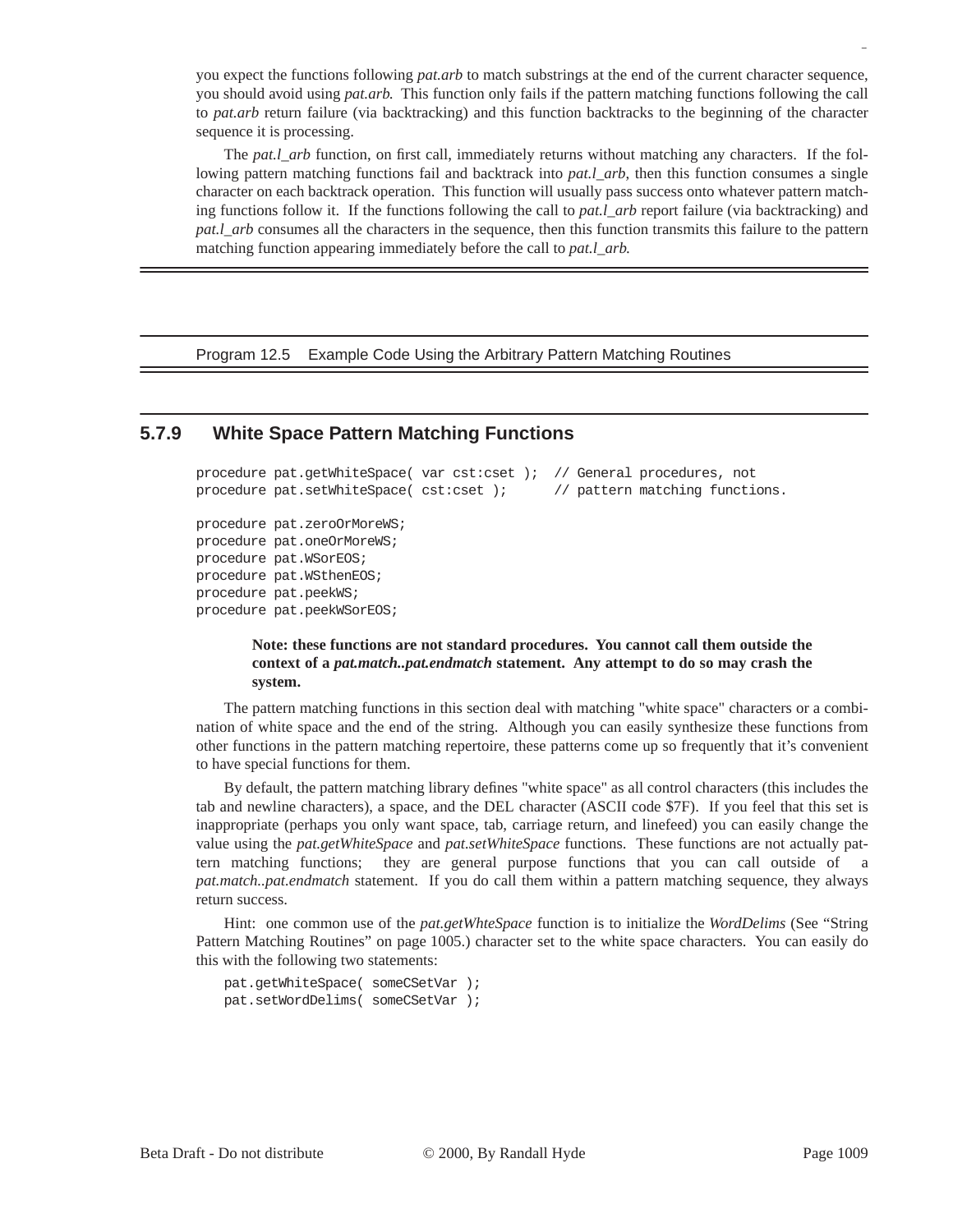you expect the functions following *pat.arb* to match substrings at the end of the current character sequence, you should avoid using *pat.arb*. This function only fails if the pattern matching functions following the call to *pat.arb* return failure (via backtracking) and this function backtracks to the beginning of the character sequence it is processing.

The *pat.l_arb* function, on first call, immediately returns without matching any characters. If the following pattern matching functions fail and backtrack into *pat.l_arb*, then this function consumes a single character on each backtrack operation. This function will usually pass success onto whatever pattern matching functions follow it. If the functions following the call to *pat.l_arb* report failure (via backtracking) and *pat.l_arb* consumes all the characters in the sequence, then this function transmits this failure to the pattern matching function appearing immediately before the call to *pat.l_arb*.

---

Program 12.5 Example Code Using the Arbitrary Pattern Matching Routines

---

### 5.7.9 White Space Pattern Matching Functions

```
procedure pat.getWhiteSpace( var cst:cset );  // General procedures, not
procedure pat.setWhiteSpace( cst:cset );      // pattern matching functions.

procedure pat.zeroOrMoreWS;
procedure pat.oneOrMoreWS;
procedure pat.WSorEOS;
procedure pat.WSthenEOS;
procedure pat.peekWS;
procedure pat.peekWSorEOS;
```

**Note: these functions are not standard procedures. You cannot call them outside the context of a *pat.match..pat.endmatch* statement. Any attempt to do so may crash the system.**

The pattern matching functions in this section deal with matching "white space" characters or a combination of white space and the end of the string. Although you can easily synthesize these functions from other functions in the pattern matching repertoire, these patterns come up so frequently that it's convenient to have special functions for them.

By default, the pattern matching library defines "white space" as all control characters (this includes the tab and newline characters), a space, and the DEL character (ASCII code $7F). If you feel that this set is inappropriate (perhaps you only want space, tab, carriage return, and linefeed) you can easily change the value using the *pat.getWhiteSpace* and *pat.setWhiteSpace* functions. These functions are not actually pattern matching functions; they are general purpose functions that you can call outside of a *pat.match..pat.endmatch* statement. If you do call them within a pattern matching sequence, they always return success.

Hint: one common use of the *pat.getWhteSpace* function is to initialize the *WordDelims* (See "String Pattern Matching Routines" on page 1005.) character set to the white space characters. You can easily do this with the following two statements:

```
pat.getWhiteSpace( someCSetVar );
pat.setWordDelims( someCSetVar );
```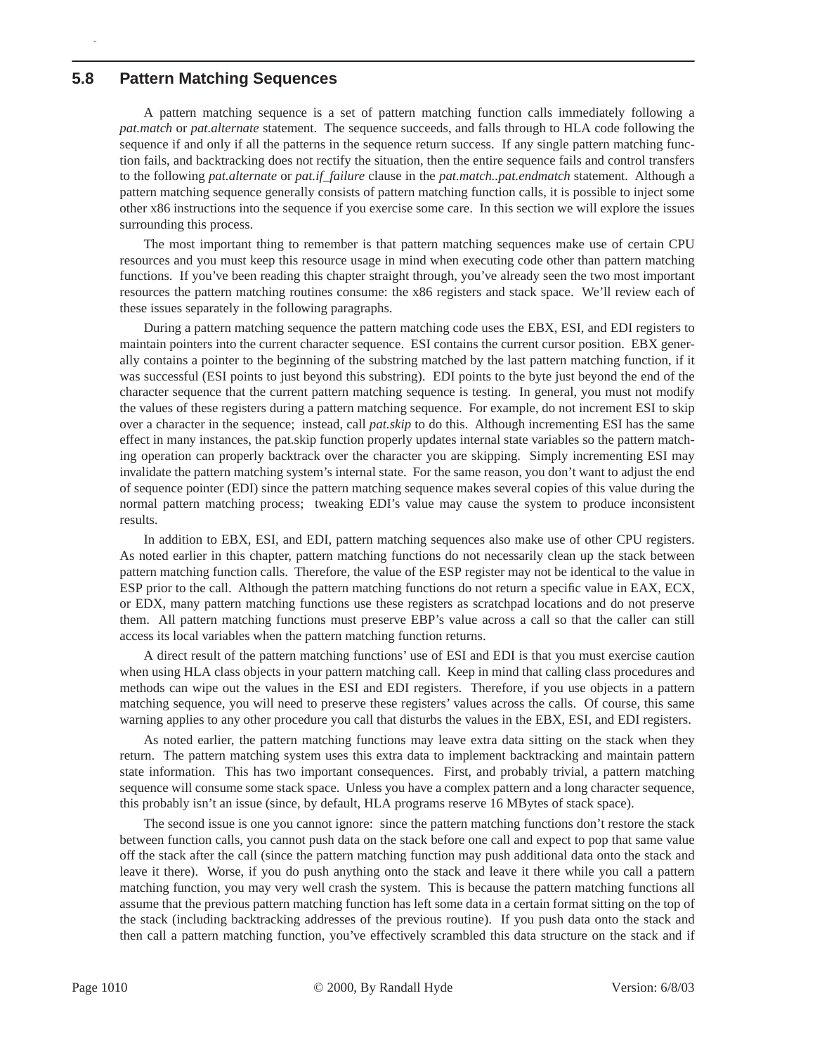## 5.8 Pattern Matching Sequences

A pattern matching sequence is a set of pattern matching function calls immediately following a *pat.match* or *pat.alternate* statement. The sequence succeeds, and falls through to HLA code following the sequence if and only if all the patterns in the sequence return success. If any single pattern matching function fails, and backtracking does not rectify the situation, then the entire sequence fails and control transfers to the following *pat.alternate* or *pat.if_failure* clause in the *pat.match..pat.endmatch* statement. Although a pattern matching sequence generally consists of pattern matching function calls, it is possible to inject some other x86 instructions into the sequence if you exercise some care. In this section we will explore the issues surrounding this process.

The most important thing to remember is that pattern matching sequences make use of certain CPU resources and you must keep this resource usage in mind when executing code other than pattern matching functions. If you've been reading this chapter straight through, you've already seen the two most important resources the pattern matching routines consume: the x86 registers and stack space. We'll review each of these issues separately in the following paragraphs.

During a pattern matching sequence the pattern matching code uses the EBX, ESI, and EDI registers to maintain pointers into the current character sequence. ESI contains the current cursor position. EBX generally contains a pointer to the beginning of the substring matched by the last pattern matching function, if it was successful (ESI points to just beyond this substring). EDI points to the byte just beyond the end of the character sequence that the current pattern matching sequence is testing. In general, you must not modify the values of these registers during a pattern matching sequence. For example, do not increment ESI to skip over a character in the sequence; instead, call *pat.skip* to do this. Although incrementing ESI has the same effect in many instances, the pat.skip function properly updates internal state variables so the pattern matching operation can properly backtrack over the character you are skipping. Simply incrementing ESI may invalidate the pattern matching system's internal state. For the same reason, you don't want to adjust the end of sequence pointer (EDI) since the pattern matching sequence makes several copies of this value during the normal pattern matching process; tweaking EDI's value may cause the system to produce inconsistent results.

In addition to EBX, ESI, and EDI, pattern matching sequences also make use of other CPU registers. As noted earlier in this chapter, pattern matching functions do not necessarily clean up the stack between pattern matching function calls. Therefore, the value of the ESP register may not be identical to the value in ESP prior to the call. Although the pattern matching functions do not return a specific value in EAX, ECX, or EDX, many pattern matching functions use these registers as scratchpad locations and do not preserve them. All pattern matching functions must preserve EBP's value across a call so that the caller can still access its local variables when the pattern matching function returns.

A direct result of the pattern matching functions' use of ESI and EDI is that you must exercise caution when using HLA class objects in your pattern matching call. Keep in mind that calling class procedures and methods can wipe out the values in the ESI and EDI registers. Therefore, if you use objects in a pattern matching sequence, you will need to preserve these registers' values across the calls. Of course, this same warning applies to any other procedure you call that disturbs the values in the EBX, ESI, and EDI registers.

As noted earlier, the pattern matching functions may leave extra data sitting on the stack when they return. The pattern matching system uses this extra data to implement backtracking and maintain pattern state information. This has two important consequences. First, and probably trivial, a pattern matching sequence will consume some stack space. Unless you have a complex pattern and a long character sequence, this probably isn't an issue (since, by default, HLA programs reserve 16 MBytes of stack space).

The second issue is one you cannot ignore: since the pattern matching functions don't restore the stack between function calls, you cannot push data on the stack before one call and expect to pop that same value off the stack after the call (since the pattern matching function may push additional data onto the stack and leave it there). Worse, if you do push anything onto the stack and leave it there while you call a pattern matching function, you may very well crash the system. This is because the pattern matching functions all assume that the previous pattern matching function has left some data in a certain format sitting on the top of the stack (including backtracking addresses of the previous routine). If you push data onto the stack and then call a pattern matching function, you've effectively scrambled this data structure on the stack and if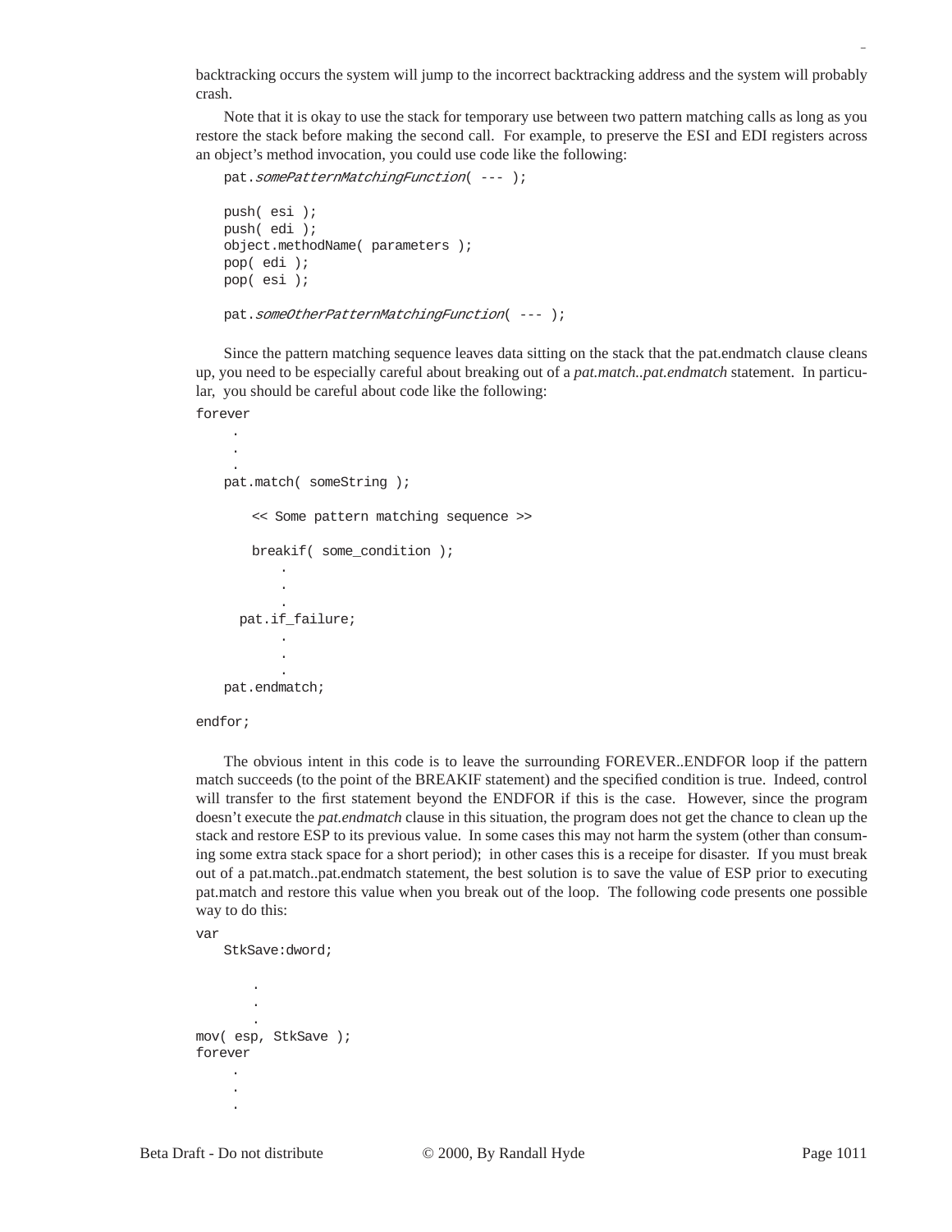backtracking occurs the system will jump to the incorrect backtracking address and the system will probably crash.

Note that it is okay to use the stack for temporary use between two pattern matching calls as long as you restore the stack before making the second call. For example, to preserve the ESI and EDI registers across an object's method invocation, you could use code like the following:

```
pat.somePatternMatchingFunction( --- );

push( esi );
push( edi );
object.methodName( parameters );
pop( edi );
pop( esi );

pat.someOtherPatternMatchingFunction( --- );
```

Since the pattern matching sequence leaves data sitting on the stack that the pat.endmatch clause cleans up, you need to be especially careful about breaking out of a *pat.match..pat.endmatch* statement. In particular, you should be careful about code like the following:

```
forever
     .
     .
     .
    pat.match( someString );

        << Some pattern matching sequence >>

        breakif( some_condition );
            .
            .
            .
      pat.if_failure;
            .
            .
            .
    pat.endmatch;

endfor;
```

The obvious intent in this code is to leave the surrounding FOREVER..ENDFOR loop if the pattern match succeeds (to the point of the BREAKIF statement) and the specified condition is true. Indeed, control will transfer to the first statement beyond the ENDFOR if this is the case. However, since the program doesn't execute the *pat.endmatch* clause in this situation, the program does not get the chance to clean up the stack and restore ESP to its previous value. In some cases this may not harm the system (other than consuming some extra stack space for a short period); in other cases this is a receipe for disaster. If you must break out of a pat.match..pat.endmatch statement, the best solution is to save the value of ESP prior to executing pat.match and restore this value when you break out of the loop. The following code presents one possible way to do this:

```
var
    StkSave:dword;

        .
        .
        .
mov( esp, StkSave );
forever
     .
     .
     .
```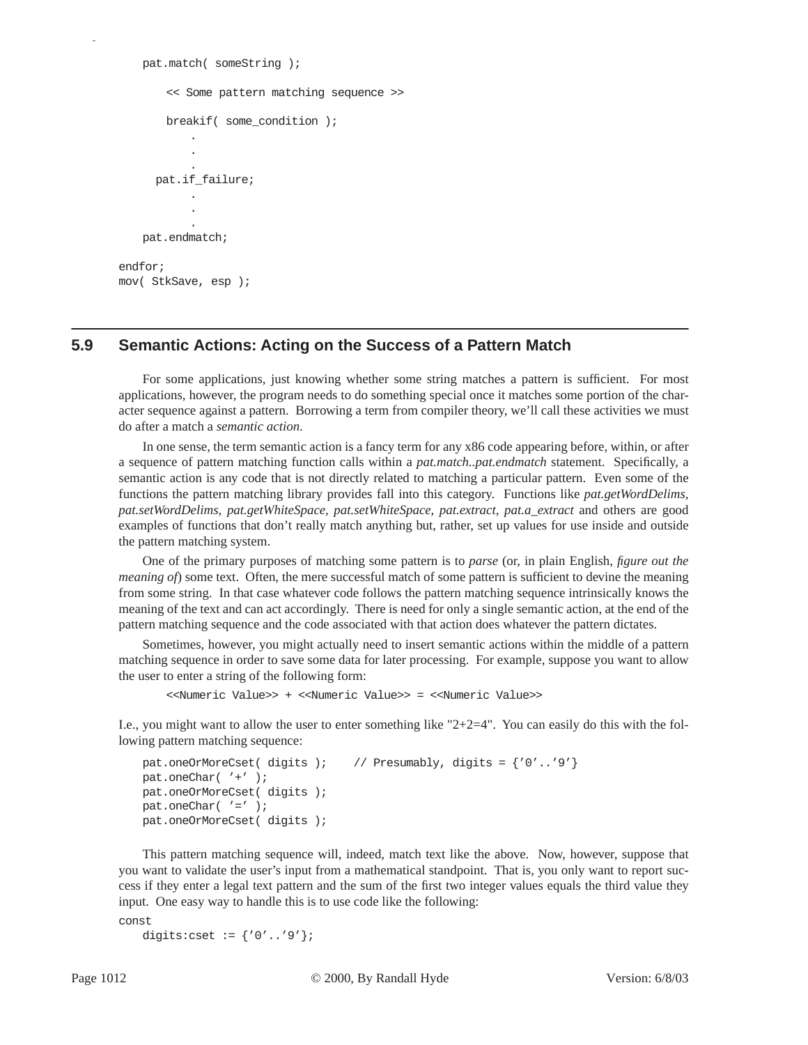```
    pat.match( someString );

        << Some pattern matching sequence >>

        breakif( some_condition );
            .
            .
            .
      pat.if_failure;
            .
            .
            .
    pat.endmatch;

endfor;
mov( StkSave, esp );
```

## 5.9 Semantic Actions: Acting on the Success of a Pattern Match

For some applications, just knowing whether some string matches a pattern is sufficient. For most applications, however, the program needs to do something special once it matches some portion of the character sequence against a pattern. Borrowing a term from compiler theory, we'll call these activities we must do after a match a *semantic action*.

In one sense, the term semantic action is a fancy term for any x86 code appearing before, within, or after a sequence of pattern matching function calls within a *pat.match..pat.endmatch* statement. Specifically, a semantic action is any code that is not directly related to matching a particular pattern. Even some of the functions the pattern matching library provides fall into this category. Functions like *pat.getWordDelims, pat.setWordDelims, pat.getWhiteSpace, pat.setWhiteSpace, pat.extract, pat.a_extract* and others are good examples of functions that don't really match anything but, rather, set up values for use inside and outside the pattern matching system.

One of the primary purposes of matching some pattern is to *parse* (or, in plain English, *figure out the meaning of*) some text. Often, the mere successful match of some pattern is sufficient to devine the meaning from some string. In that case whatever code follows the pattern matching sequence intrinsically knows the meaning of the text and can act accordingly. There is need for only a single semantic action, at the end of the pattern matching sequence and the code associated with that action does whatever the pattern dictates.

Sometimes, however, you might actually need to insert semantic actions within the middle of a pattern matching sequence in order to save some data for later processing. For example, suppose you want to allow the user to enter a string of the following form:

```
<<Numeric Value>> + <<Numeric Value>> = <<Numeric Value>>
```

I.e., you might want to allow the user to enter something like "2+2=4". You can easily do this with the following pattern matching sequence:

```
pat.oneOrMoreCset( digits );    // Presumably, digits = {'0'..'9'}
pat.oneChar( '+' );
pat.oneOrMoreCset( digits );
pat.oneChar( '=' );
pat.oneOrMoreCset( digits );
```

This pattern matching sequence will, indeed, match text like the above. Now, however, suppose that you want to validate the user's input from a mathematical standpoint. That is, you only want to report success if they enter a legal text pattern and the sum of the first two integer values equals the third value they input. One easy way to handle this is to use code like the following:

```
const
    digits:cset := {'0'..'9'};
```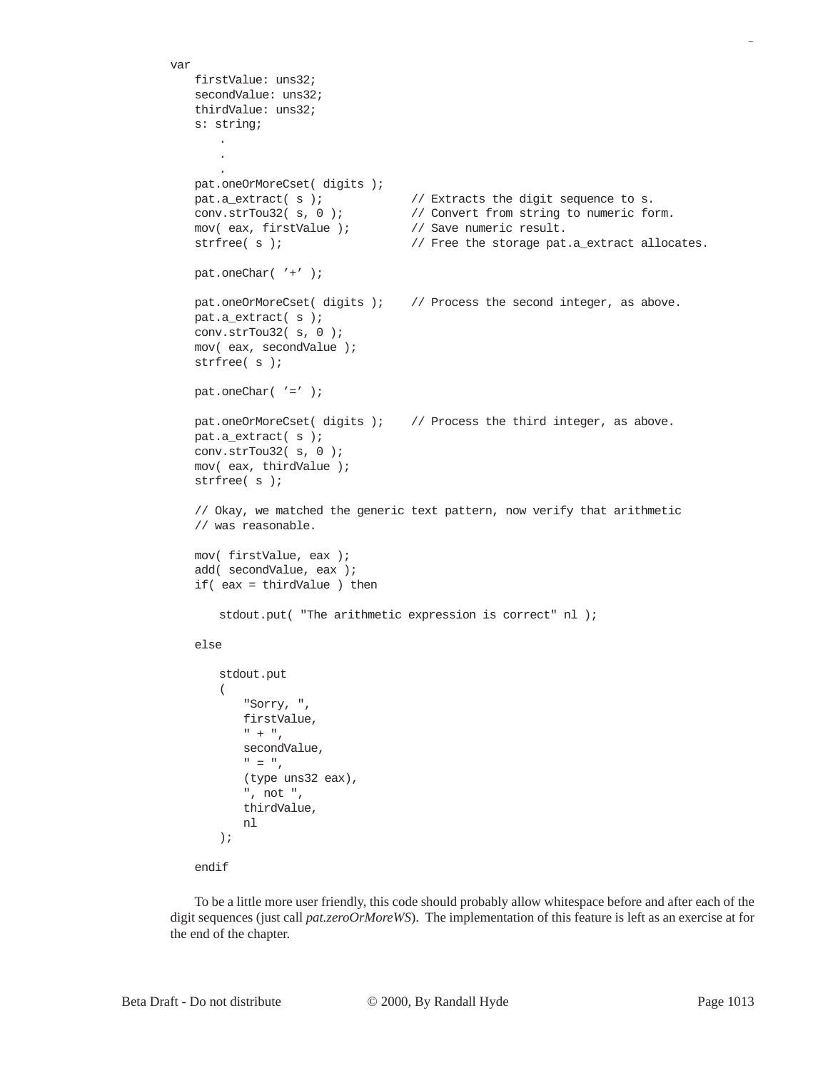```
var
    firstValue: uns32;
    secondValue: uns32;
    thirdValue: uns32;
    s: string;
        .
        .
        .
    pat.oneOrMoreCset( digits );
    pat.a_extract( s );             // Extracts the digit sequence to s.
    conv.strTou32( s, 0 );          // Convert from string to numeric form.
    mov( eax, firstValue );         // Save numeric result.
    strfree( s );                   // Free the storage pat.a_extract allocates.

    pat.oneChar( '+' );

    pat.oneOrMoreCset( digits );    // Process the second integer, as above.
    pat.a_extract( s );
    conv.strTou32( s, 0 );
    mov( eax, secondValue );
    strfree( s );

    pat.oneChar( '=' );

    pat.oneOrMoreCset( digits );    // Process the third integer, as above.
    pat.a_extract( s );
    conv.strTou32( s, 0 );
    mov( eax, thirdValue );
    strfree( s );

    // Okay, we matched the generic text pattern, now verify that arithmetic
    // was reasonable.

    mov( firstValue, eax );
    add( secondValue, eax );
    if( eax = thirdValue ) then

        stdout.put( "The arithmetic expression is correct" nl );

    else

        stdout.put
        (
            "Sorry, ",
            firstValue,
            " + ",
            secondValue,
            " = ",
            (type uns32 eax),
            ", not ",
            thirdValue,
            nl
        );

    endif
```

To be a little more user friendly, this code should probably allow whitespace before and after each of the digit sequences (just call *pat.zeroOrMoreWS*). The implementation of this feature is left as an exercise at for the end of the chapter.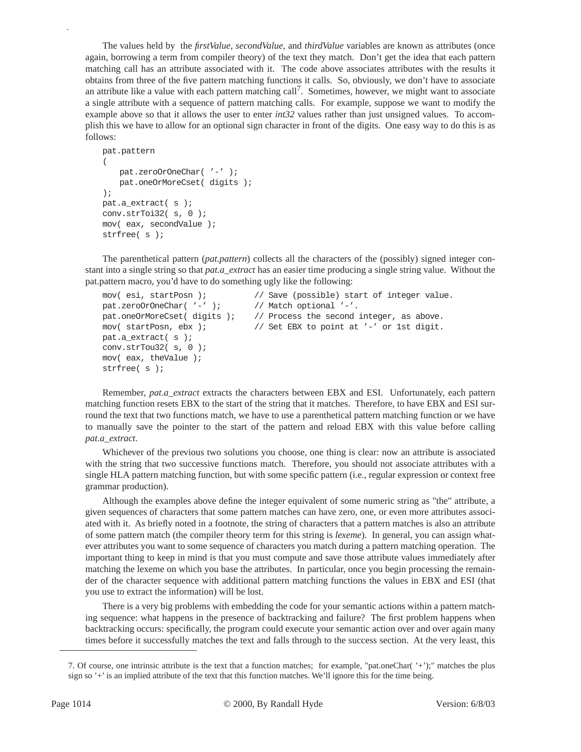The values held by the *firstValue*, *secondValue*, and *thirdValue* variables are known as attributes (once again, borrowing a term from compiler theory) of the text they match. Don't get the idea that each pattern matching call has an attribute associated with it. The code above associates attributes with the results it obtains from three of the five pattern matching functions it calls. So, obviously, we don't have to associate an attribute like a value with each pattern matching call[7]. Sometimes, however, we might want to associate a single attribute with a sequence of pattern matching calls. For example, suppose we want to modify the example above so that it allows the user to enter *int32* values rather than just unsigned values. To accomplish this we have to allow for an optional sign character in front of the digits. One easy way to do this is as follows:

```
pat.pattern
(
    pat.zeroOrOneChar( '-' );
    pat.oneOrMoreCset( digits );
);
pat.a_extract( s );
conv.strToi32( s, 0 );
mov( eax, secondValue );
strfree( s );
```

The parenthetical pattern (*pat.pattern*) collects all the characters of the (possibly) signed integer constant into a single string so that *pat.a_extract* has an easier time producing a single string value. Without the pat.pattern macro, you'd have to do something ugly like the following:

```
mov( esi, startPosn );          // Save (possible) start of integer value.
pat.zeroOrOneChar( '-' );       // Match optional '-'.
pat.oneOrMoreCset( digits );    // Process the second integer, as above.
mov( startPosn, ebx );          // Set EBX to point at '-' or 1st digit.
pat.a_extract( s );
conv.strTou32( s, 0 );
mov( eax, theValue );
strfree( s );
```

Remember, *pat.a_extract* extracts the characters between EBX and ESI. Unfortunately, each pattern matching function resets EBX to the start of the string that it matches. Therefore, to have EBX and ESI surround the text that two functions match, we have to use a parenthetical pattern matching function or we have to manually save the pointer to the start of the pattern and reload EBX with this value before calling *pat.a_extract*.

Whichever of the previous two solutions you choose, one thing is clear: now an attribute is associated with the string that two successive functions match. Therefore, you should not associate attributes with a single HLA pattern matching function, but with some specific pattern (i.e., regular expression or context free grammar production).

Although the examples above define the integer equivalent of some numeric string as "the" attribute, a given sequences of characters that some pattern matches can have zero, one, or even more attributes associated with it. As briefly noted in a footnote, the string of characters that a pattern matches is also an attribute of some pattern match (the compiler theory term for this string is *lexeme*). In general, you can assign whatever attributes you want to some sequence of characters you match during a pattern matching operation. The important thing to keep in mind is that you must compute and save those attribute values immediately after matching the lexeme on which you base the attributes. In particular, once you begin processing the remainder of the character sequence with additional pattern matching functions the values in EBX and ESI (that you use to extract the information) will be lost.

There is a very big problems with embedding the code for your semantic actions within a pattern matching sequence: what happens in the presence of backtracking and failure? The first problem happens when backtracking occurs: specifically, the program could execute your semantic action over and over again many times before it successfully matches the text and falls through to the success section. At the very least, this

7. Of course, one intrinsic attribute is the text that a function matches; for example, "pat.oneChar( '+');" matches the plus sign so '+' is an implied attribute of the text that this function matches. We'll ignore this for the time being.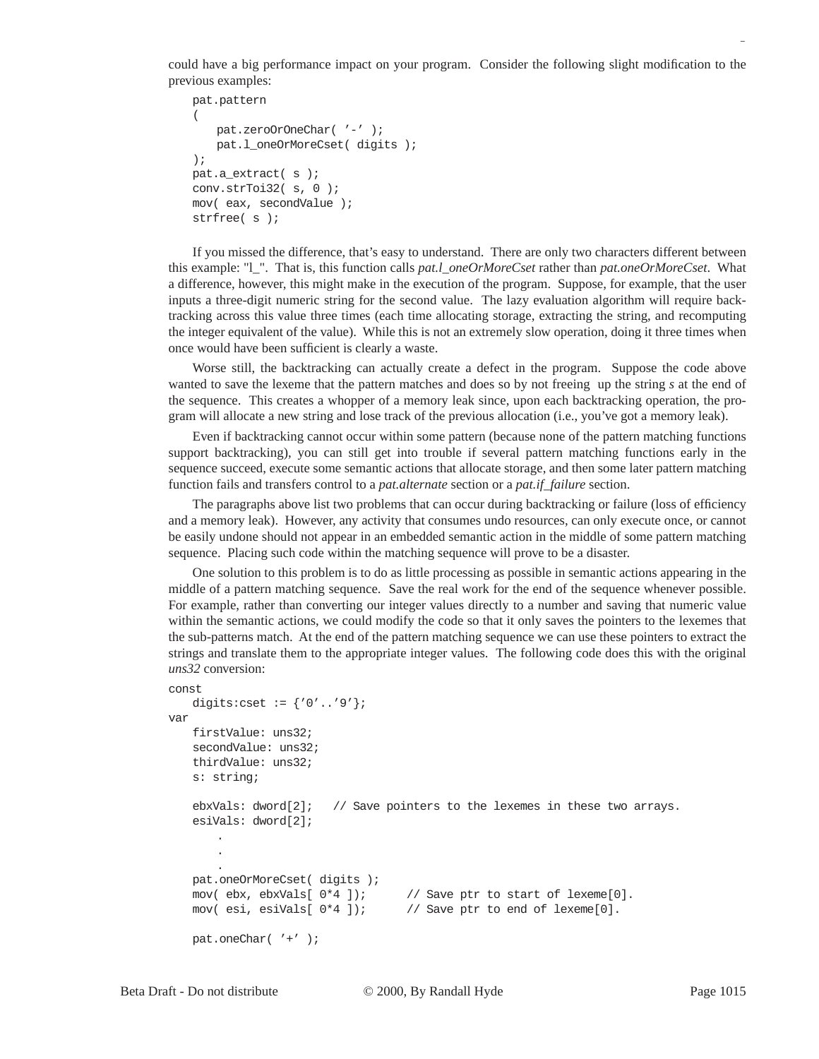could have a big performance impact on your program. Consider the following slight modification to the previous examples:

```
pat.pattern
(
    pat.zeroOrOneChar( '-' );
    pat.l_oneOrMoreCset( digits );
);
pat.a_extract( s );
conv.strToi32( s, 0 );
mov( eax, secondValue );
strfree( s );
```

If you missed the difference, that's easy to understand. There are only two characters different between this example: "l_". That is, this function calls *pat.l_oneOrMoreCset* rather than *pat.oneOrMoreCset*. What a difference, however, this might make in the execution of the program. Suppose, for example, that the user inputs a three-digit numeric string for the second value. The lazy evaluation algorithm will require backtracking across this value three times (each time allocating storage, extracting the string, and recomputing the integer equivalent of the value). While this is not an extremely slow operation, doing it three times when once would have been sufficient is clearly a waste.

Worse still, the backtracking can actually create a defect in the program. Suppose the code above wanted to save the lexeme that the pattern matches and does so by not freeing up the string *s* at the end of the sequence. This creates a whopper of a memory leak since, upon each backtracking operation, the program will allocate a new string and lose track of the previous allocation (i.e., you've got a memory leak).

Even if backtracking cannot occur within some pattern (because none of the pattern matching functions support backtracking), you can still get into trouble if several pattern matching functions early in the sequence succeed, execute some semantic actions that allocate storage, and then some later pattern matching function fails and transfers control to a *pat.alternate* section or a *pat.if_failure* section.

The paragraphs above list two problems that can occur during backtracking or failure (loss of efficiency and a memory leak). However, any activity that consumes undo resources, can only execute once, or cannot be easily undone should not appear in an embedded semantic action in the middle of some pattern matching sequence. Placing such code within the matching sequence will prove to be a disaster.

One solution to this problem is to do as little processing as possible in semantic actions appearing in the middle of a pattern matching sequence. Save the real work for the end of the sequence whenever possible. For example, rather than converting our integer values directly to a number and saving that numeric value within the semantic actions, we could modify the code so that it only saves the pointers to the lexemes that the sub-patterns match. At the end of the pattern matching sequence we can use these pointers to extract the strings and translate them to the appropriate integer values. The following code does this with the original *uns32* conversion:

```
const
    digits:cset := {'0'..'9'};
var
    firstValue: uns32;
    secondValue: uns32;
    thirdValue: uns32;
    s: string;

    ebxVals: dword[2];   // Save pointers to the lexemes in these two arrays.
    esiVals: dword[2];
        .
        .
        .
    pat.oneOrMoreCset( digits );
    mov( ebx, ebxVals[ 0*4 ]);      // Save ptr to start of lexeme[0].
    mov( esi, esiVals[ 0*4 ]);      // Save ptr to end of lexeme[0].

    pat.oneChar( '+' );
```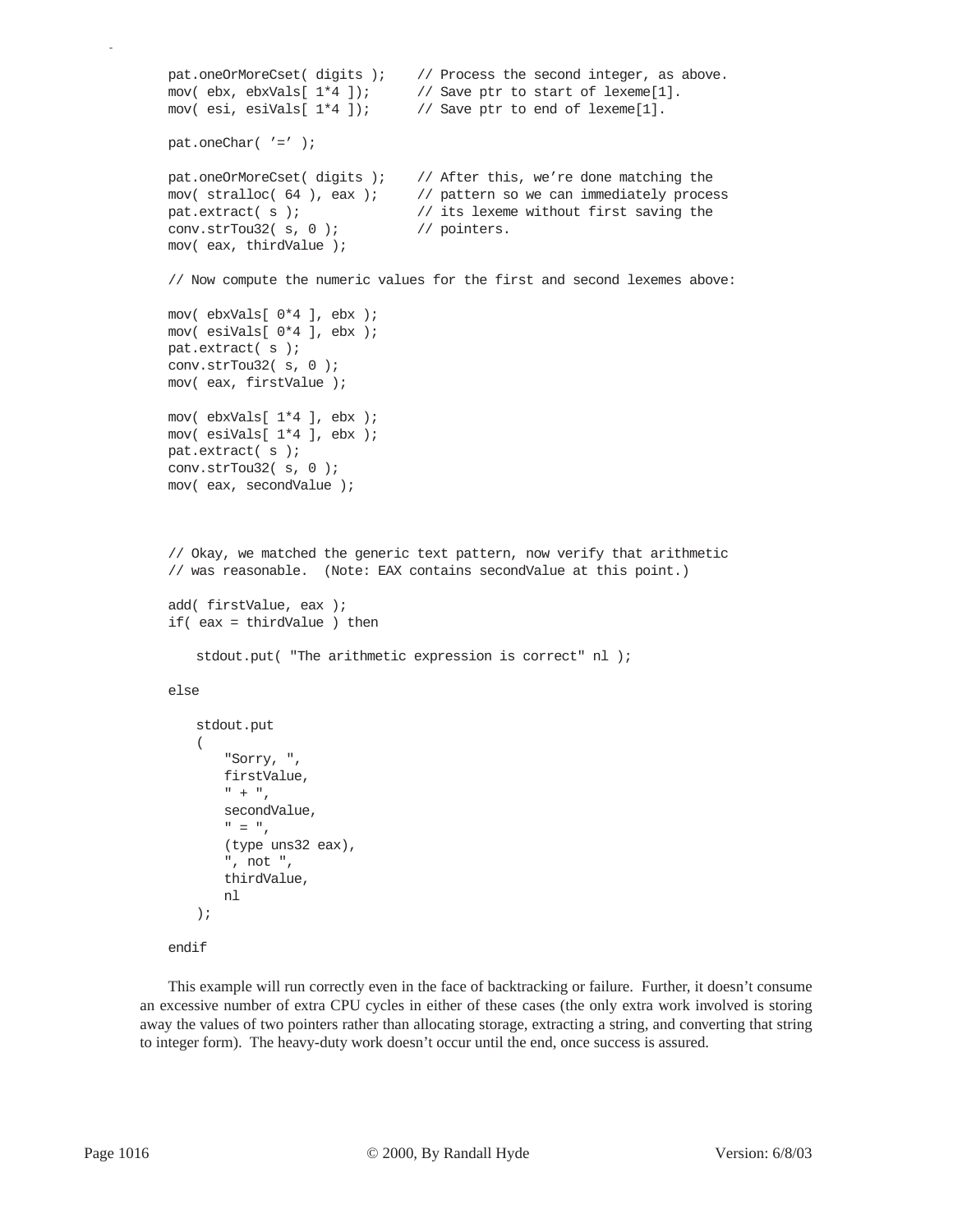```
pat.oneOrMoreCset( digits );    // Process the second integer, as above.
mov( ebx, ebxVals[ 1*4 ]);      // Save ptr to start of lexeme[1].
mov( esi, esiVals[ 1*4 ]);      // Save ptr to end of lexeme[1].

pat.oneChar( '=' );

pat.oneOrMoreCset( digits );    // After this, we're done matching the
mov( stralloc( 64 ), eax );     // pattern so we can immediately process
pat.extract( s );               // its lexeme without first saving the
conv.strTou32( s, 0 );          // pointers.
mov( eax, thirdValue );

// Now compute the numeric values for the first and second lexemes above:

mov( ebxVals[ 0*4 ], ebx );
mov( esiVals[ 0*4 ], ebx );
pat.extract( s );
conv.strTou32( s, 0 );
mov( eax, firstValue );

mov( ebxVals[ 1*4 ], ebx );
mov( esiVals[ 1*4 ], ebx );
pat.extract( s );
conv.strTou32( s, 0 );
mov( eax, secondValue );



// Okay, we matched the generic text pattern, now verify that arithmetic
// was reasonable.  (Note: EAX contains secondValue at this point.)

add( firstValue, eax );
if( eax = thirdValue ) then

    stdout.put( "The arithmetic expression is correct" nl );

else

    stdout.put
    (
        "Sorry, ",
        firstValue,
        " + ",
        secondValue,
        " = ",
        (type uns32 eax),
        ", not ",
        thirdValue,
        nl
    );

endif
```

This example will run correctly even in the face of backtracking or failure. Further, it doesn't consume an excessive number of extra CPU cycles in either of these cases (the only extra work involved is storing away the values of two pointers rather than allocating storage, extracting a string, and converting that string to integer form). The heavy-duty work doesn't occur until the end, once success is assured.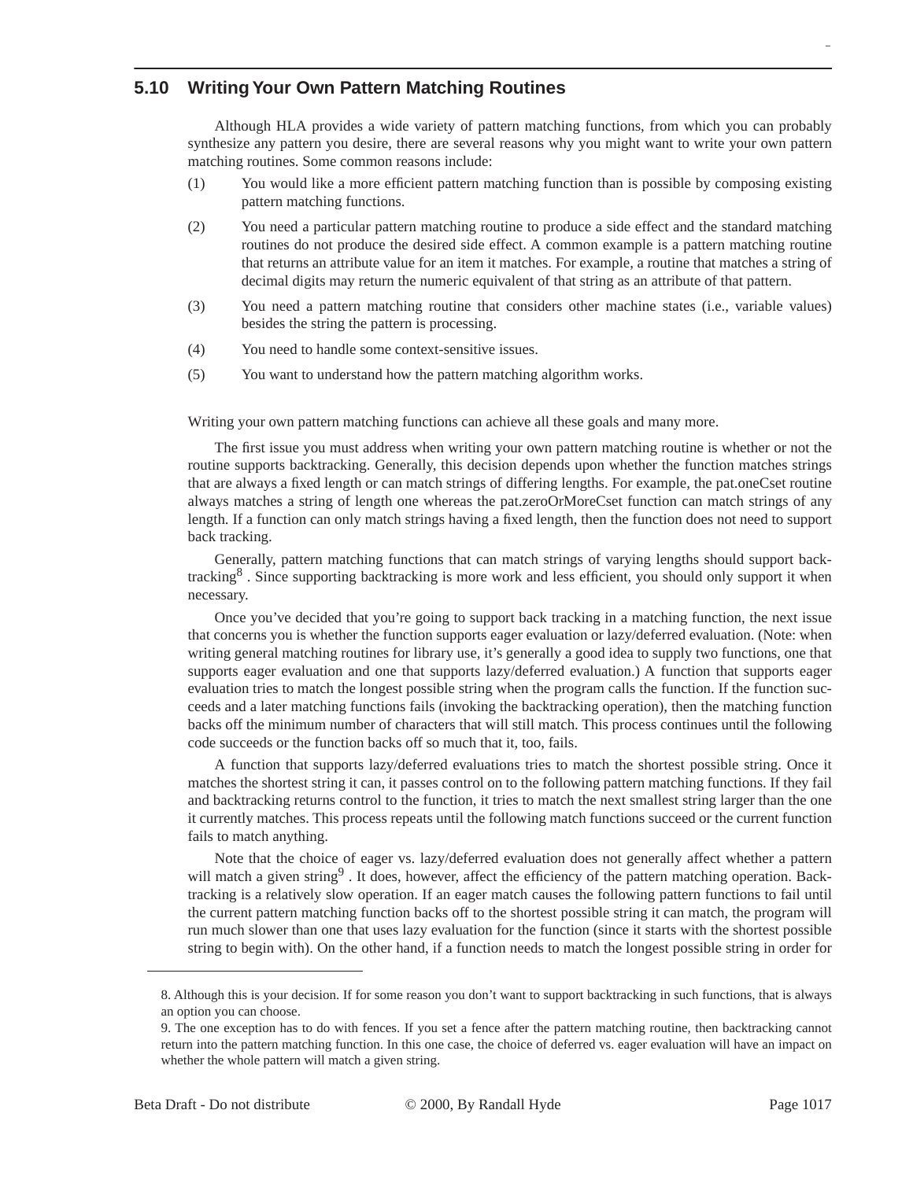## 5.10 Writing Your Own Pattern Matching Routines

Although HLA provides a wide variety of pattern matching functions, from which you can probably synthesize any pattern you desire, there are several reasons why you might want to write your own pattern matching routines. Some common reasons include:

(1) You would like a more efficient pattern matching function than is possible by composing existing pattern matching functions.

(2) You need a particular pattern matching routine to produce a side effect and the standard matching routines do not produce the desired side effect. A common example is a pattern matching routine that returns an attribute value for an item it matches. For example, a routine that matches a string of decimal digits may return the numeric equivalent of that string as an attribute of that pattern.

(3) You need a pattern matching routine that considers other machine states (i.e., variable values) besides the string the pattern is processing.

(4) You need to handle some context-sensitive issues.

(5) You want to understand how the pattern matching algorithm works.

Writing your own pattern matching functions can achieve all these goals and many more.

The first issue you must address when writing your own pattern matching routine is whether or not the routine supports backtracking. Generally, this decision depends upon whether the function matches strings that are always a fixed length or can match strings of differing lengths. For example, the pat.oneCset routine always matches a string of length one whereas the pat.zeroOrMoreCset function can match strings of any length. If a function can only match strings having a fixed length, then the function does not need to support back tracking.

Generally, pattern matching functions that can match strings of varying lengths should support backtracking[8] . Since supporting backtracking is more work and less efficient, you should only support it when necessary.

Once you've decided that you're going to support back tracking in a matching function, the next issue that concerns you is whether the function supports eager evaluation or lazy/deferred evaluation. (Note: when writing general matching routines for library use, it's generally a good idea to supply two functions, one that supports eager evaluation and one that supports lazy/deferred evaluation.) A function that supports eager evaluation tries to match the longest possible string when the program calls the function. If the function succeeds and a later matching functions fails (invoking the backtracking operation), then the matching function backs off the minimum number of characters that will still match. This process continues until the following code succeeds or the function backs off so much that it, too, fails.

A function that supports lazy/deferred evaluations tries to match the shortest possible string. Once it matches the shortest string it can, it passes control on to the following pattern matching functions. If they fail and backtracking returns control to the function, it tries to match the next smallest string larger than the one it currently matches. This process repeats until the following match functions succeed or the current function fails to match anything.

Note that the choice of eager vs. lazy/deferred evaluation does not generally affect whether a pattern will match a given string[9] . It does, however, affect the efficiency of the pattern matching operation. Backtracking is a relatively slow operation. If an eager match causes the following pattern functions to fail until the current pattern matching function backs off to the shortest possible string it can match, the program will run much slower than one that uses lazy evaluation for the function (since it starts with the shortest possible string to begin with). On the other hand, if a function needs to match the longest possible string in order for

8. Although this is your decision. If for some reason you don't want to support backtracking in such functions, that is always an option you can choose.

9. The one exception has to do with fences. If you set a fence after the pattern matching routine, then backtracking cannot return into the pattern matching function. In this one case, the choice of deferred vs. eager evaluation will have an impact on whether the whole pattern will match a given string.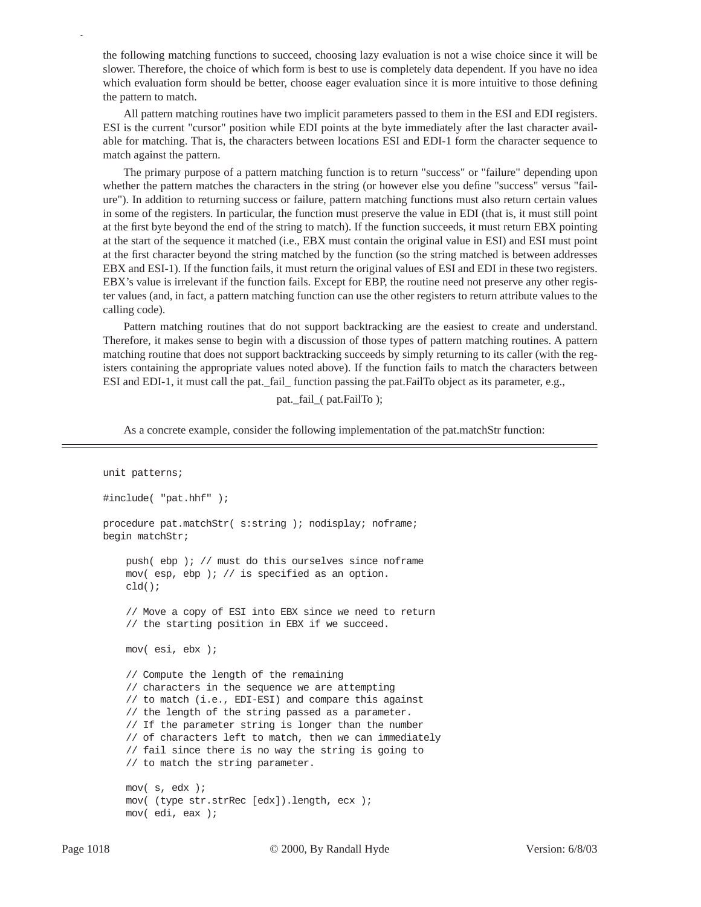the following matching functions to succeed, choosing lazy evaluation is not a wise choice since it will be slower. Therefore, the choice of which form is best to use is completely data dependent. If you have no idea which evaluation form should be better, choose eager evaluation since it is more intuitive to those defining the pattern to match.

All pattern matching routines have two implicit parameters passed to them in the ESI and EDI registers. ESI is the current "cursor" position while EDI points at the byte immediately after the last character available for matching. That is, the characters between locations ESI and EDI-1 form the character sequence to match against the pattern.

The primary purpose of a pattern matching function is to return "success" or "failure" depending upon whether the pattern matches the characters in the string (or however else you define "success" versus "failure"). In addition to returning success or failure, pattern matching functions must also return certain values in some of the registers. In particular, the function must preserve the value in EDI (that is, it must still point at the first byte beyond the end of the string to match). If the function succeeds, it must return EBX pointing at the start of the sequence it matched (i.e., EBX must contain the original value in ESI) and ESI must point at the first character beyond the string matched by the function (so the string matched is between addresses EBX and ESI-1). If the function fails, it must return the original values of ESI and EDI in these two registers. EBX's value is irrelevant if the function fails. Except for EBP, the routine need not preserve any other register values (and, in fact, a pattern matching function can use the other registers to return attribute values to the calling code).

Pattern matching routines that do not support backtracking are the easiest to create and understand. Therefore, it makes sense to begin with a discussion of those types of pattern matching routines. A pattern matching routine that does not support backtracking succeeds by simply returning to its caller (with the registers containing the appropriate values noted above). If the function fails to match the characters between ESI and EDI-1, it must call the pat._fail_ function passing the pat.FailTo object as its parameter, e.g.,

pat._fail_( pat.FailTo );

As a concrete example, consider the following implementation of the pat.matchStr function:

```
unit patterns;

#include( "pat.hhf" );

procedure pat.matchStr( s:string ); nodisplay; noframe;
begin matchStr;

    push( ebp ); // must do this ourselves since noframe
    mov( esp, ebp ); // is specified as an option.
    cld();

    // Move a copy of ESI into EBX since we need to return
    // the starting position in EBX if we succeed.

    mov( esi, ebx );

    // Compute the length of the remaining
    // characters in the sequence we are attempting
    // to match (i.e., EDI-ESI) and compare this against
    // the length of the string passed as a parameter.
    // If the parameter string is longer than the number
    // of characters left to match, then we can immediately
    // fail since there is no way the string is going to
    // to match the string parameter.

    mov( s, edx );
    mov( (type str.strRec [edx]).length, ecx );
    mov( edi, eax );
```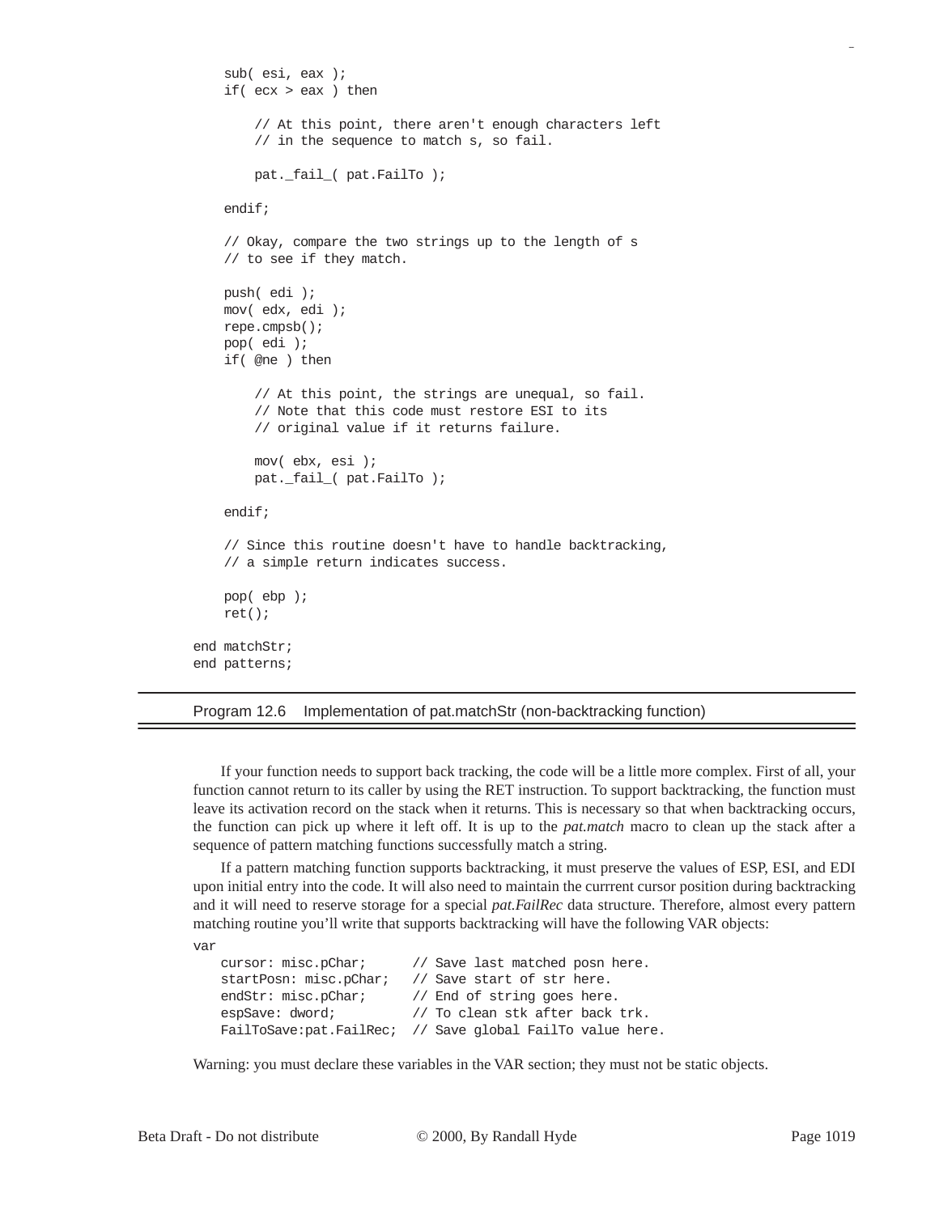```
    sub( esi, eax );
    if( ecx > eax ) then

        // At this point, there aren't enough characters left
        // in the sequence to match s, so fail.

        pat._fail_( pat.FailTo );

    endif;

    // Okay, compare the two strings up to the length of s
    // to see if they match.

    push( edi );
    mov( edx, edi );
    repe.cmpsb();
    pop( edi );
    if( @ne ) then

        // At this point, the strings are unequal, so fail.
        // Note that this code must restore ESI to its
        // original value if it returns failure.

        mov( ebx, esi );
        pat._fail_( pat.FailTo );

    endif;

    // Since this routine doesn't have to handle backtracking,
    // a simple return indicates success.

    pop( ebp );
    ret();

end matchStr;
end patterns;
```

Program 12.6 Implementation of pat.matchStr (non-backtracking function)

If your function needs to support back tracking, the code will be a little more complex. First of all, your function cannot return to its caller by using the RET instruction. To support backtracking, the function must leave its activation record on the stack when it returns. This is necessary so that when backtracking occurs, the function can pick up where it left off. It is up to the *pat.match* macro to clean up the stack after a sequence of pattern matching functions successfully match a string.

If a pattern matching function supports backtracking, it must preserve the values of ESP, ESI, and EDI upon initial entry into the code. It will also need to maintain the currrent cursor position during backtracking and it will need to reserve storage for a special *pat.FailRec* data structure. Therefore, almost every pattern matching routine you'll write that supports backtracking will have the following VAR objects:

```
var
    cursor: misc.pChar;        // Save last matched posn here.
    startPosn: misc.pChar;     // Save start of str here.
    endStr: misc.pChar;        // End of string goes here.
    espSave: dword;            // To clean stk after back trk.
    FailToSave:pat.FailRec;    // Save global FailTo value here.
```

Warning: you must declare these variables in the VAR section; they must not be static objects.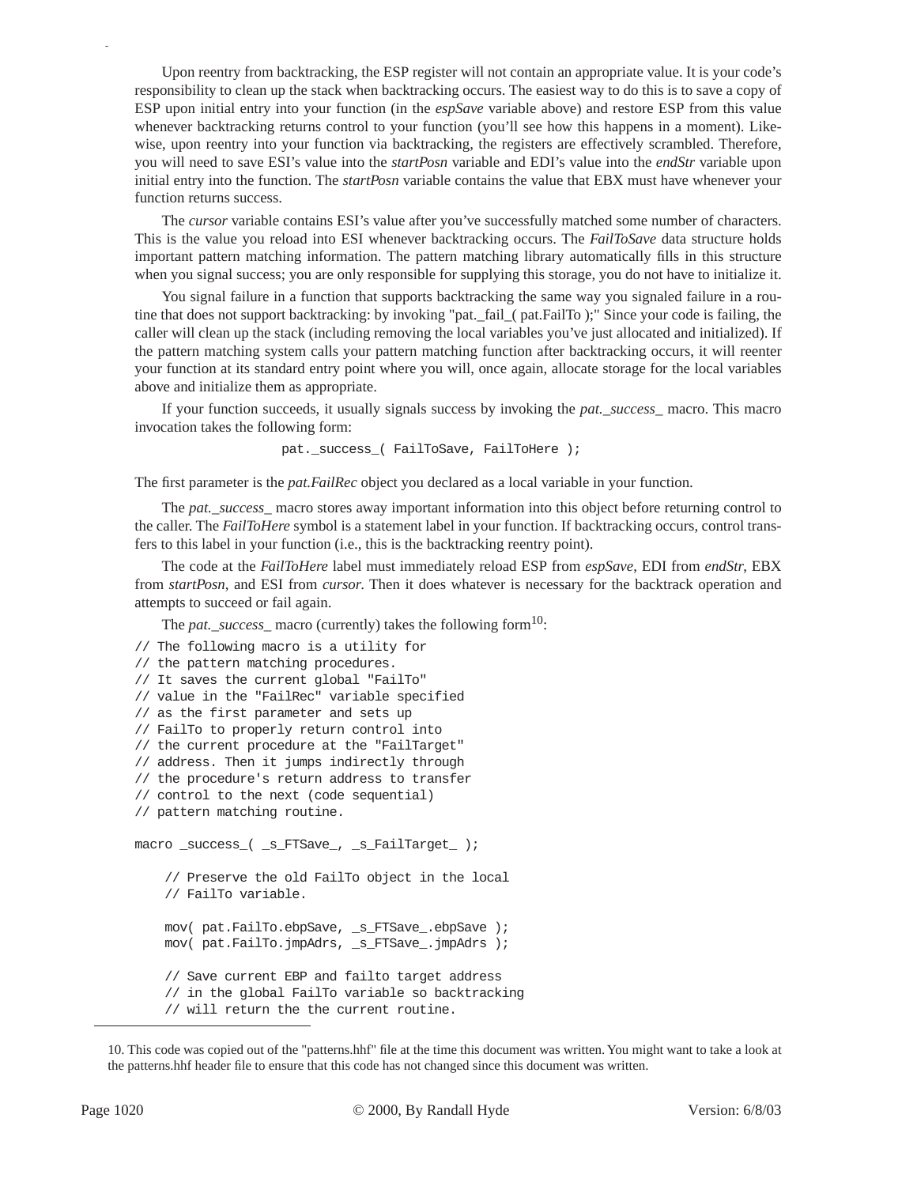Upon reentry from backtracking, the ESP register will not contain an appropriate value. It is your code's responsibility to clean up the stack when backtracking occurs. The easiest way to do this is to save a copy of ESP upon initial entry into your function (in the *espSave* variable above) and restore ESP from this value whenever backtracking returns control to your function (you'll see how this happens in a moment). Likewise, upon reentry into your function via backtracking, the registers are effectively scrambled. Therefore, you will need to save ESI's value into the *startPosn* variable and EDI's value into the *endStr* variable upon initial entry into the function. The *startPosn* variable contains the value that EBX must have whenever your function returns success.

The *cursor* variable contains ESI's value after you've successfully matched some number of characters. This is the value you reload into ESI whenever backtracking occurs. The *FailToSave* data structure holds important pattern matching information. The pattern matching library automatically fills in this structure when you signal success; you are only responsible for supplying this storage, you do not have to initialize it.

You signal failure in a function that supports backtracking the same way you signaled failure in a routine that does not support backtracking: by invoking "pat._fail_( pat.FailTo );" Since your code is failing, the caller will clean up the stack (including removing the local variables you've just allocated and initialized). If the pattern matching system calls your pattern matching function after backtracking occurs, it will reenter your function at its standard entry point where you will, once again, allocate storage for the local variables above and initialize them as appropriate.

If your function succeeds, it usually signals success by invoking the *pat._success_* macro. This macro invocation takes the following form:

```
pat._success_( FailToSave, FailToHere );
```

The first parameter is the *pat.FailRec* object you declared as a local variable in your function.

The *pat._success_* macro stores away important information into this object before returning control to the caller. The *FailToHere* symbol is a statement label in your function. If backtracking occurs, control transfers to this label in your function (i.e., this is the backtracking reentry point).

The code at the *FailToHere* label must immediately reload ESP from *espSave*, EDI from *endStr*, EBX from *startPosn*, and ESI from *cursor*. Then it does whatever is necessary for the backtrack operation and attempts to succeed or fail again.

The *pat._success_* macro (currently) takes the following form[10]:

```
// The following macro is a utility for
// the pattern matching procedures.
// It saves the current global "FailTo"
// value in the "FailRec" variable specified
// as the first parameter and sets up
// FailTo to properly return control into
// the current procedure at the "FailTarget"
// address. Then it jumps indirectly through
// the procedure's return address to transfer
// control to the next (code sequential)
// pattern matching routine.

macro _success_( _s_FTSave_, _s_FailTarget_ );

    // Preserve the old FailTo object in the local
    // FailTo variable.

    mov( pat.FailTo.ebpSave, _s_FTSave_.ebpSave );
    mov( pat.FailTo.jmpAdrs, _s_FTSave_.jmpAdrs );

    // Save current EBP and failto target address
    // in the global FailTo variable so backtracking
    // will return the the current routine.
```

10. This code was copied out of the "patterns.hhf" file at the time this document was written. You might want to take a look at the patterns.hhf header file to ensure that this code has not changed since this document was written.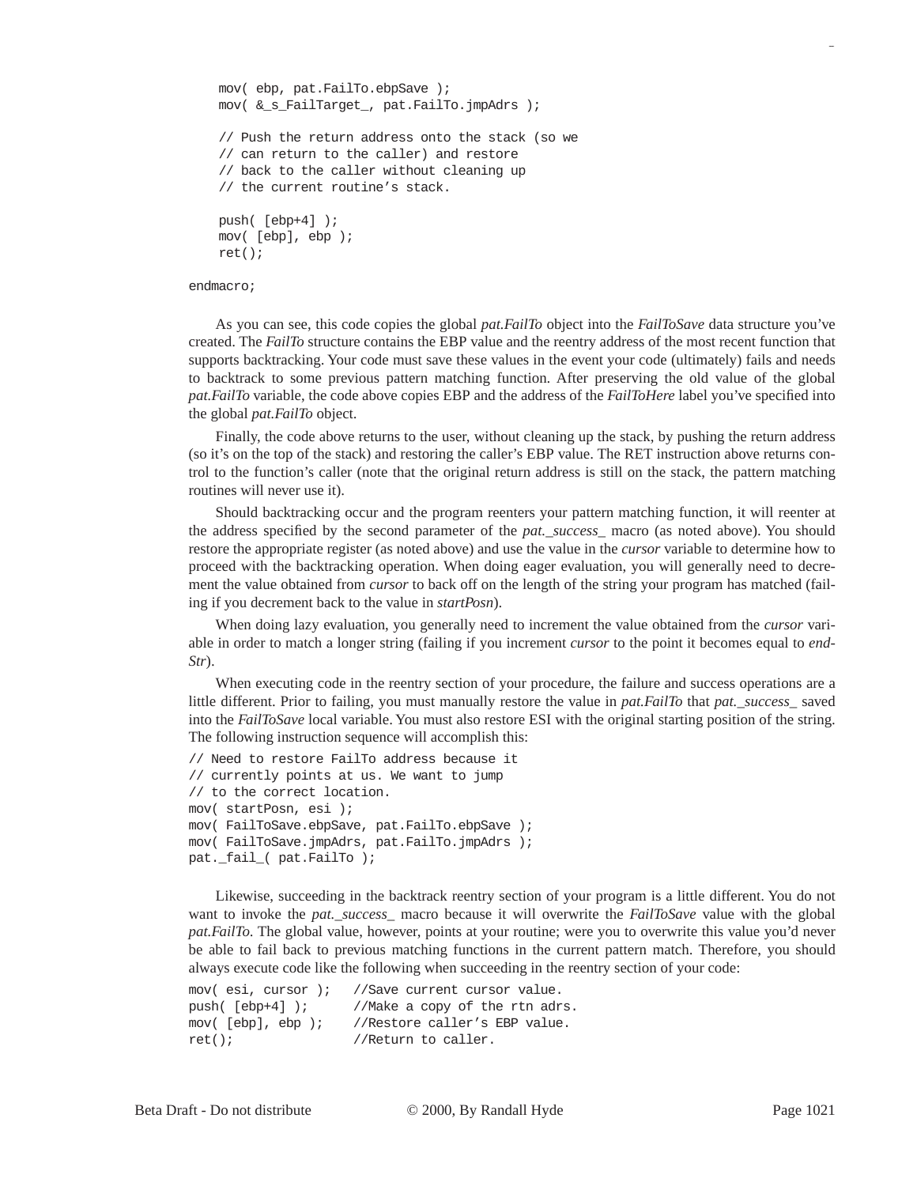```
    mov( ebp, pat.FailTo.ebpSave );
    mov( &_s_FailTarget_, pat.FailTo.jmpAdrs );

    // Push the return address onto the stack (so we
    // can return to the caller) and restore
    // back to the caller without cleaning up
    // the current routine's stack.

    push( [ebp+4] );
    mov( [ebp], ebp );
    ret();

endmacro;
```

As you can see, this code copies the global *pat.FailTo* object into the *FailToSave* data structure you've created. The *FailTo* structure contains the EBP value and the reentry address of the most recent function that supports backtracking. Your code must save these values in the event your code (ultimately) fails and needs to backtrack to some previous pattern matching function. After preserving the old value of the global *pat.FailTo* variable, the code above copies EBP and the address of the *FailToHere* label you've specified into the global *pat.FailTo* object.

Finally, the code above returns to the user, without cleaning up the stack, by pushing the return address (so it's on the top of the stack) and restoring the caller's EBP value. The RET instruction above returns control to the function's caller (note that the original return address is still on the stack, the pattern matching routines will never use it).

Should backtracking occur and the program reenters your pattern matching function, it will reenter at the address specified by the second parameter of the *pat._success_* macro (as noted above). You should restore the appropriate register (as noted above) and use the value in the *cursor* variable to determine how to proceed with the backtracking operation. When doing eager evaluation, you will generally need to decrement the value obtained from *cursor* to back off on the length of the string your program has matched (failing if you decrement back to the value in *startPosn*).

When doing lazy evaluation, you generally need to increment the value obtained from the *cursor* variable in order to match a longer string (failing if you increment *cursor* to the point it becomes equal to *endStr*).

When executing code in the reentry section of your procedure, the failure and success operations are a little different. Prior to failing, you must manually restore the value in *pat.FailTo* that *pat._success_* saved into the *FailToSave* local variable. You must also restore ESI with the original starting position of the string. The following instruction sequence will accomplish this:

```
// Need to restore FailTo address because it
// currently points at us. We want to jump
// to the correct location.
mov( startPosn, esi );
mov( FailToSave.ebpSave, pat.FailTo.ebpSave );
mov( FailToSave.jmpAdrs, pat.FailTo.jmpAdrs );
pat._fail_( pat.FailTo );
```

Likewise, succeeding in the backtrack reentry section of your program is a little different. You do not want to invoke the *pat._success_* macro because it will overwrite the *FailToSave* value with the global *pat.FailTo*. The global value, however, points at your routine; were you to overwrite this value you'd never be able to fail back to previous matching functions in the current pattern match. Therefore, you should always execute code like the following when succeeding in the reentry section of your code:

```
mov( esi, cursor );   //Save current cursor value.
push( [ebp+4] );      //Make a copy of the rtn adrs.
mov( [ebp], ebp );    //Restore caller's EBP value.
ret();                //Return to caller.
```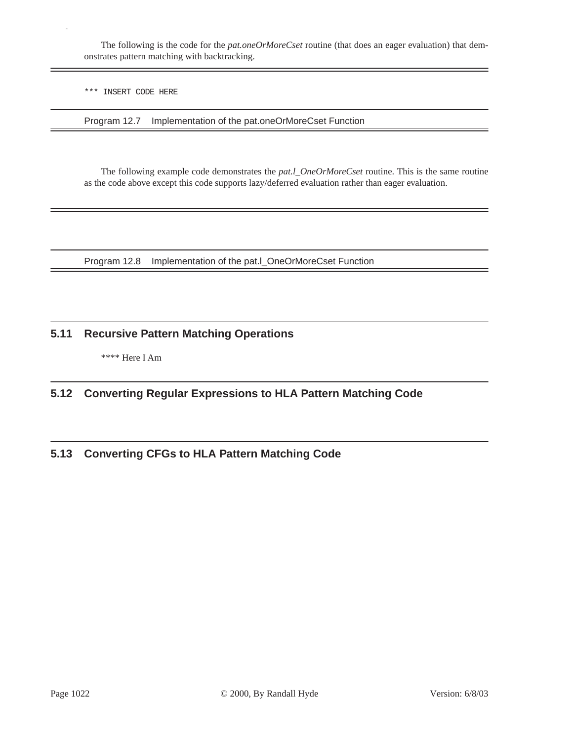The following is the code for the *pat.oneOrMoreCset* routine (that does an eager evaluation) that demonstrates pattern matching with backtracking.

```
*** INSERT CODE HERE
```

Program 12.7 Implementation of the pat.oneOrMoreCset Function

The following example code demonstrates the *pat.l_OneOrMoreCset* routine. This is the same routine as the code above except this code supports lazy/deferred evaluation rather than eager evaluation.

Program 12.8 Implementation of the pat.l_OneOrMoreCset Function

## 5.11 Recursive Pattern Matching Operations

**** Here I Am

## 5.12 Converting Regular Expressions to HLA Pattern Matching Code

## 5.13 Converting CFGs to HLA Pattern Matching Code